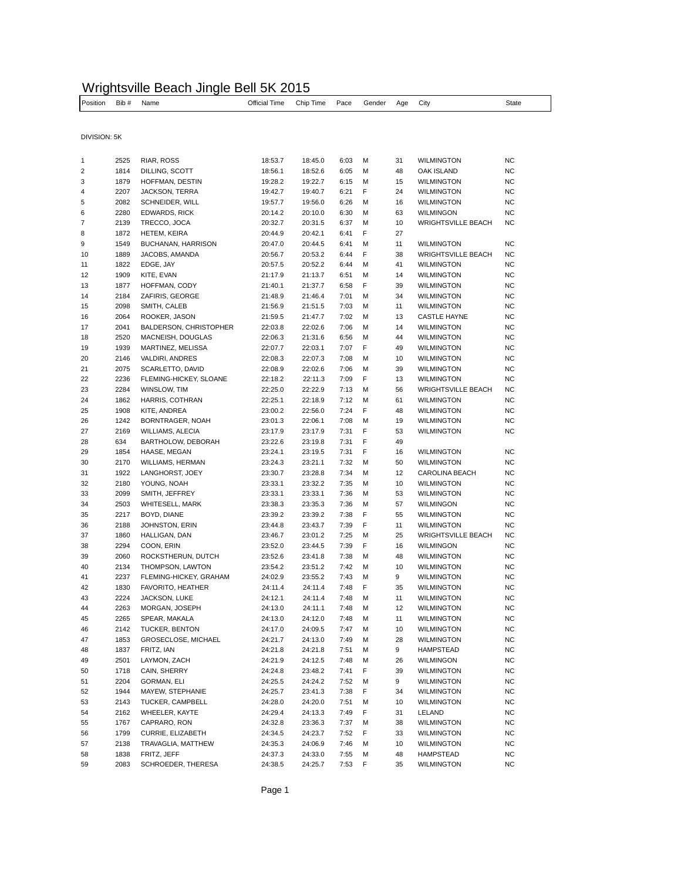# Wrightsville Beach Jingle Bell 5K 2015

DIVISION: 5K

| Position | Bib # | Name | Official Time | Chip Time | Pace | Gender | Age | City | State |
|---|---|---|---|---|---|---|---|---|---|
| 1 | 2525 | RIAR, ROSS | 18:53.7 | 18:45.0 | 6:03 | M | 31 | WILMINGTON | NC |
| 2 | 1814 | DILLING, SCOTT | 18:56.1 | 18:52.6 | 6:05 | M | 48 | OAK ISLAND | NC |
| 3 | 1879 | HOFFMAN, DESTIN | 19:28.2 | 19:22.7 | 6:15 | M | 15 | WILMINGTON | NC |
| 4 | 2207 | JACKSON, TERRA | 19:42.7 | 19:40.7 | 6:21 | F | 24 | WILMINGTON | NC |
| 5 | 2082 | SCHNEIDER, WILL | 19:57.7 | 19:56.0 | 6:26 | M | 16 | WILMINGTON | NC |
| 6 | 2280 | EDWARDS, RICK | 20:14.2 | 20:10.0 | 6:30 | M | 63 | WILMINGON | NC |
| 7 | 2139 | TRECCO, JOCA | 20:32.7 | 20:31.5 | 6:37 | M | 10 | WRIGHTSVILLE BEACH | NC |
| 8 | 1872 | HETEM, KEIRA | 20:44.9 | 20:42.1 | 6:41 | F | 27 | | |
| 9 | 1549 | BUCHANAN, HARRISON | 20:47.0 | 20:44.5 | 6:41 | M | 11 | WILMINGTON | NC |
| 10 | 1889 | JACOBS, AMANDA | 20:56.7 | 20:53.2 | 6:44 | F | 38 | WRIGHTSVILLE BEACH | NC |
| 11 | 1822 | EDGE, JAY | 20:57.5 | 20:52.2 | 6:44 | M | 41 | WILMINGTON | NC |
| 12 | 1909 | KITE, EVAN | 21:17.9 | 21:13.7 | 6:51 | M | 14 | WILMINGTON | NC |
| 13 | 1877 | HOFFMAN, CODY | 21:40.1 | 21:37.7 | 6:58 | F | 39 | WILMINGTON | NC |
| 14 | 2184 | ZAFIRIS, GEORGE | 21:48.9 | 21:46.4 | 7:01 | M | 34 | WILMINGTON | NC |
| 15 | 2098 | SMITH, CALEB | 21:56.9 | 21:51.5 | 7:03 | M | 11 | WILMINGTON | NC |
| 16 | 2064 | ROOKER, JASON | 21:59.5 | 21:47.7 | 7:02 | M | 13 | CASTLE HAYNE | NC |
| 17 | 2041 | BALDERSON, CHRISTOPHER | 22:03.8 | 22:02.6 | 7:06 | M | 14 | WILMINGTON | NC |
| 18 | 2520 | MACNEISH, DOUGLAS | 22:06.3 | 21:31.6 | 6:56 | M | 44 | WILMINGTON | NC |
| 19 | 1939 | MARTINEZ, MELISSA | 22:07.7 | 22:03.1 | 7:07 | F | 49 | WILMINGTON | NC |
| 20 | 2146 | VALDIRI, ANDRES | 22:08.3 | 22:07.3 | 7:08 | M | 10 | WILMINGTON | NC |
| 21 | 2075 | SCARLETTO, DAVID | 22:08.9 | 22:02.6 | 7:06 | M | 39 | WILMINGTON | NC |
| 22 | 2236 | FLEMING-HICKEY, SLOANE | 22:18.2 | 22:11.3 | 7:09 | F | 13 | WILMINGTON | NC |
| 23 | 2284 | WINSLOW, TIM | 22:25.0 | 22:22.9 | 7:13 | M | 56 | WRIGHTSVILLE BEACH | NC |
| 24 | 1862 | HARRIS, COTHRAN | 22:25.1 | 22:18.9 | 7:12 | M | 61 | WILMINGTON | NC |
| 25 | 1908 | KITE, ANDREA | 23:00.2 | 22:56.0 | 7:24 | F | 48 | WILMINGTON | NC |
| 26 | 1242 | BORNTRAGER, NOAH | 23:01.3 | 22:06.1 | 7:08 | M | 19 | WILMINGTON | NC |
| 27 | 2169 | WILLIAMS, ALECIA | 23:17.9 | 23:17.9 | 7:31 | F | 53 | WILMINGTON | NC |
| 28 | 634 | BARTHOLOW, DEBORAH | 23:22.6 | 23:19.8 | 7:31 | F | 49 | | |
| 29 | 1854 | HAASE, MEGAN | 23:24.1 | 23:19.5 | 7:31 | F | 16 | WILMINGTON | NC |
| 30 | 2170 | WILLIAMS, HERMAN | 23:24.3 | 23:21.1 | 7:32 | M | 50 | WILMINGTON | NC |
| 31 | 1922 | LANGHORST, JOEY | 23:30.7 | 23:28.8 | 7:34 | M | 12 | CAROLINA BEACH | NC |
| 32 | 2180 | YOUNG, NOAH | 23:33.1 | 23:32.2 | 7:35 | M | 10 | WILMINGTON | NC |
| 33 | 2099 | SMITH, JEFFREY | 23:33.1 | 23:33.1 | 7:36 | M | 53 | WILMINGTON | NC |
| 34 | 2503 | WHITESELL, MARK | 23:38.3 | 23:35.3 | 7:36 | M | 57 | WILMINGON | NC |
| 35 | 2217 | BOYD, DIANE | 23:39.2 | 23:39.2 | 7:38 | F | 55 | WILMINGTON | NC |
| 36 | 2188 | JOHNSTON, ERIN | 23:44.8 | 23:43.7 | 7:39 | F | 11 | WILMINGTON | NC |
| 37 | 1860 | HALLIGAN, DAN | 23:46.7 | 23:01.2 | 7:25 | M | 25 | WRIGHTSVILLE BEACH | NC |
| 38 | 2294 | COON, ERIN | 23:52.0 | 23:44.5 | 7:39 | F | 16 | WILMINGON | NC |
| 39 | 2060 | ROCKSTHERUN, DUTCH | 23:52.6 | 23:41.8 | 7:38 | M | 48 | WILMINGTON | NC |
| 40 | 2134 | THOMPSON, LAWTON | 23:54.2 | 23:51.2 | 7:42 | M | 10 | WILMINGTON | NC |
| 41 | 2237 | FLEMING-HICKEY, GRAHAM | 24:02.9 | 23:55.2 | 7:43 | M | 9 | WILMINGTON | NC |
| 42 | 1830 | FAVORITO, HEATHER | 24:11.4 | 24:11.4 | 7:48 | F | 35 | WILMINGTON | NC |
| 43 | 2224 | JACKSON, LUKE | 24:12.1 | 24:11.4 | 7:48 | M | 11 | WILMINGTON | NC |
| 44 | 2263 | MORGAN, JOSEPH | 24:13.0 | 24:11.1 | 7:48 | M | 12 | WILMINGTON | NC |
| 45 | 2265 | SPEAR, MAKALA | 24:13.0 | 24:12.0 | 7:48 | M | 11 | WILMINGTON | NC |
| 46 | 2142 | TUCKER, BENTON | 24:17.0 | 24:09.5 | 7:47 | M | 10 | WILMINGTON | NC |
| 47 | 1853 | GROSECLOSE, MICHAEL | 24:21.7 | 24:13.0 | 7:49 | M | 28 | WILMINGTON | NC |
| 48 | 1837 | FRITZ, IAN | 24:21.8 | 24:21.8 | 7:51 | M | 9 | HAMPSTEAD | NC |
| 49 | 2501 | LAYMON, ZACH | 24:21.9 | 24:12.5 | 7:48 | M | 26 | WILMINGON | NC |
| 50 | 1718 | CAIN, SHERRY | 24:24.8 | 23:48.2 | 7:41 | F | 39 | WILMINGTON | NC |
| 51 | 2204 | GORMAN, ELI | 24:25.5 | 24:24.2 | 7:52 | M | 9 | WILMINGTON | NC |
| 52 | 1944 | MAYEW, STEPHANIE | 24:25.7 | 23:41.3 | 7:38 | F | 34 | WILMINGTON | NC |
| 53 | 2143 | TUCKER, CAMPBELL | 24:28.0 | 24:20.0 | 7:51 | M | 10 | WILMINGTON | NC |
| 54 | 2162 | WHEELER, KAYTE | 24:29.4 | 24:13.3 | 7:49 | F | 31 | LELAND | NC |
| 55 | 1767 | CAPRARO, RON | 24:32.8 | 23:36.3 | 7:37 | M | 38 | WILMINGTON | NC |
| 56 | 1799 | CURRIE, ELIZABETH | 24:34.5 | 24:23.7 | 7:52 | F | 33 | WILMINGTON | NC |
| 57 | 2138 | TRAVAGLIA, MATTHEW | 24:35.3 | 24:06.9 | 7:46 | M | 10 | WILMINGTON | NC |
| 58 | 1838 | FRITZ, JEFF | 24:37.3 | 24:33.0 | 7:55 | M | 48 | HAMPSTEAD | NC |
| 59 | 2083 | SCHROEDER, THERESA | 24:38.5 | 24:25.7 | 7:53 | F | 35 | WILMINGTON | NC |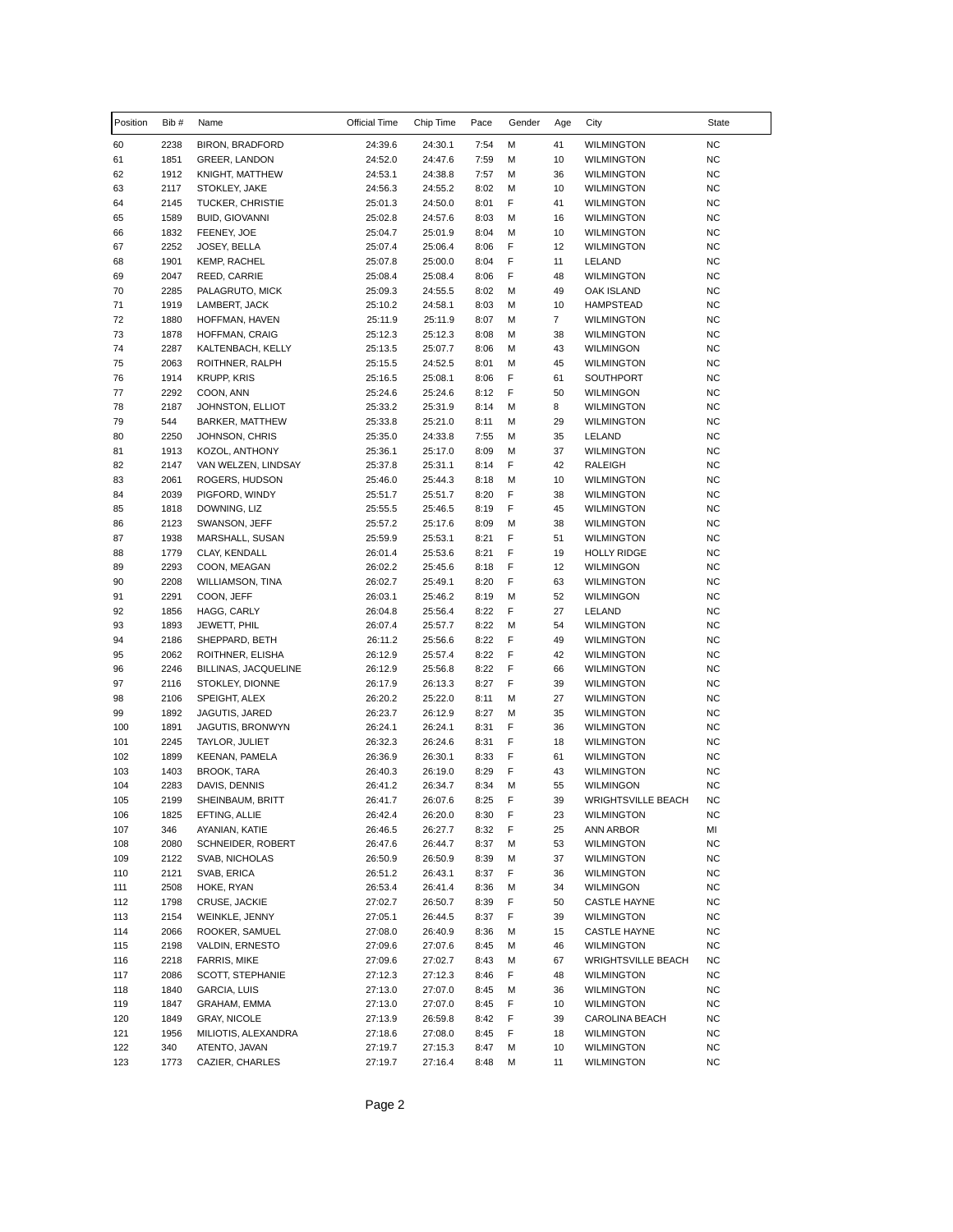| Position | Bib # | Name | Official Time | Chip Time | Pace | Gender | Age | City | State |
|---|---|---|---|---|---|---|---|---|---|
| 60 | 2238 | BIRON, BRADFORD | 24:39.6 | 24:30.1 | 7:54 | M | 41 | WILMINGTON | NC |
| 61 | 1851 | GREER, LANDON | 24:52.0 | 24:47.6 | 7:59 | M | 10 | WILMINGTON | NC |
| 62 | 1912 | KNIGHT, MATTHEW | 24:53.1 | 24:38.8 | 7:57 | M | 36 | WILMINGTON | NC |
| 63 | 2117 | STOKLEY, JAKE | 24:56.3 | 24:55.2 | 8:02 | M | 10 | WILMINGTON | NC |
| 64 | 2145 | TUCKER, CHRISTIE | 25:01.3 | 24:50.0 | 8:01 | F | 41 | WILMINGTON | NC |
| 65 | 1589 | BUID, GIOVANNI | 25:02.8 | 24:57.6 | 8:03 | M | 16 | WILMINGTON | NC |
| 66 | 1832 | FEENEY, JOE | 25:04.7 | 25:01.9 | 8:04 | M | 10 | WILMINGTON | NC |
| 67 | 2252 | JOSEY, BELLA | 25:07.4 | 25:06.4 | 8:06 | F | 12 | WILMINGTON | NC |
| 68 | 1901 | KEMP, RACHEL | 25:07.8 | 25:00.0 | 8:04 | F | 11 | LELAND | NC |
| 69 | 2047 | REED, CARRIE | 25:08.4 | 25:08.4 | 8:06 | F | 48 | WILMINGTON | NC |
| 70 | 2285 | PALAGRUTO, MICK | 25:09.3 | 24:55.5 | 8:02 | M | 49 | OAK ISLAND | NC |
| 71 | 1919 | LAMBERT, JACK | 25:10.2 | 24:58.1 | 8:03 | M | 10 | HAMPSTEAD | NC |
| 72 | 1880 | HOFFMAN, HAVEN | 25:11.9 | 25:11.9 | 8:07 | M | 7 | WILMINGTON | NC |
| 73 | 1878 | HOFFMAN, CRAIG | 25:12.3 | 25:12.3 | 8:08 | M | 38 | WILMINGTON | NC |
| 74 | 2287 | KALTENBACH, KELLY | 25:13.5 | 25:07.7 | 8:06 | M | 43 | WILMINGON | NC |
| 75 | 2063 | ROITHNER, RALPH | 25:15.5 | 24:52.5 | 8:01 | M | 45 | WILMINGTON | NC |
| 76 | 1914 | KRUPP, KRIS | 25:16.5 | 25:08.1 | 8:06 | F | 61 | SOUTHPORT | NC |
| 77 | 2292 | COON, ANN | 25:24.6 | 25:24.6 | 8:12 | F | 50 | WILMINGON | NC |
| 78 | 2187 | JOHNSTON, ELLIOT | 25:33.2 | 25:31.9 | 8:14 | M | 8 | WILMINGTON | NC |
| 79 | 544 | BARKER, MATTHEW | 25:33.8 | 25:21.0 | 8:11 | M | 29 | WILMINGTON | NC |
| 80 | 2250 | JOHNSON, CHRIS | 25:35.0 | 24:33.8 | 7:55 | M | 35 | LELAND | NC |
| 81 | 1913 | KOZOL, ANTHONY | 25:36.1 | 25:17.0 | 8:09 | M | 37 | WILMINGTON | NC |
| 82 | 2147 | VAN WELZEN, LINDSAY | 25:37.8 | 25:31.1 | 8:14 | F | 42 | RALEIGH | NC |
| 83 | 2061 | ROGERS, HUDSON | 25:46.0 | 25:44.3 | 8:18 | M | 10 | WILMINGTON | NC |
| 84 | 2039 | PIGFORD, WINDY | 25:51.7 | 25:51.7 | 8:20 | F | 38 | WILMINGTON | NC |
| 85 | 1818 | DOWNING, LIZ | 25:55.5 | 25:46.5 | 8:19 | F | 45 | WILMINGTON | NC |
| 86 | 2123 | SWANSON, JEFF | 25:57.2 | 25:17.6 | 8:09 | M | 38 | WILMINGTON | NC |
| 87 | 1938 | MARSHALL, SUSAN | 25:59.9 | 25:53.1 | 8:21 | F | 51 | WILMINGTON | NC |
| 88 | 1779 | CLAY, KENDALL | 26:01.4 | 25:53.6 | 8:21 | F | 19 | HOLLY RIDGE | NC |
| 89 | 2293 | COON, MEAGAN | 26:02.2 | 25:45.6 | 8:18 | F | 12 | WILMINGON | NC |
| 90 | 2208 | WILLIAMSON, TINA | 26:02.7 | 25:49.1 | 8:20 | F | 63 | WILMINGTON | NC |
| 91 | 2291 | COON, JEFF | 26:03.1 | 25:46.2 | 8:19 | M | 52 | WILMINGON | NC |
| 92 | 1856 | HAGG, CARLY | 26:04.8 | 25:56.4 | 8:22 | F | 27 | LELAND | NC |
| 93 | 1893 | JEWETT, PHIL | 26:07.4 | 25:57.7 | 8:22 | M | 54 | WILMINGTON | NC |
| 94 | 2186 | SHEPPARD, BETH | 26:11.2 | 25:56.6 | 8:22 | F | 49 | WILMINGTON | NC |
| 95 | 2062 | ROITHNER, ELISHA | 26:12.9 | 25:57.4 | 8:22 | F | 42 | WILMINGTON | NC |
| 96 | 2246 | BILLINAS, JACQUELINE | 26:12.9 | 25:56.8 | 8:22 | F | 66 | WILMINGTON | NC |
| 97 | 2116 | STOKLEY, DIONNE | 26:17.9 | 26:13.3 | 8:27 | F | 39 | WILMINGTON | NC |
| 98 | 2106 | SPEIGHT, ALEX | 26:20.2 | 25:22.0 | 8:11 | M | 27 | WILMINGTON | NC |
| 99 | 1892 | JAGUTIS, JARED | 26:23.7 | 26:12.9 | 8:27 | M | 35 | WILMINGTON | NC |
| 100 | 1891 | JAGUTIS, BRONWYN | 26:24.1 | 26:24.1 | 8:31 | F | 36 | WILMINGTON | NC |
| 101 | 2245 | TAYLOR, JULIET | 26:32.3 | 26:24.6 | 8:31 | F | 18 | WILMINGTON | NC |
| 102 | 1899 | KEENAN, PAMELA | 26:36.9 | 26:30.1 | 8:33 | F | 61 | WILMINGTON | NC |
| 103 | 1403 | BROOK, TARA | 26:40.3 | 26:19.0 | 8:29 | F | 43 | WILMINGTON | NC |
| 104 | 2283 | DAVIS, DENNIS | 26:41.2 | 26:34.7 | 8:34 | M | 55 | WILMINGON | NC |
| 105 | 2199 | SHEINBAUM, BRITT | 26:41.7 | 26:07.6 | 8:25 | F | 39 | WRIGHTSVILLE BEACH | NC |
| 106 | 1825 | EFTING, ALLIE | 26:42.4 | 26:20.0 | 8:30 | F | 23 | WILMINGTON | NC |
| 107 | 346 | AYANIAN, KATIE | 26:46.5 | 26:27.7 | 8:32 | F | 25 | ANN ARBOR | MI |
| 108 | 2080 | SCHNEIDER, ROBERT | 26:47.6 | 26:44.7 | 8:37 | M | 53 | WILMINGTON | NC |
| 109 | 2122 | SVAB, NICHOLAS | 26:50.9 | 26:50.9 | 8:39 | M | 37 | WILMINGTON | NC |
| 110 | 2121 | SVAB, ERICA | 26:51.2 | 26:43.1 | 8:37 | F | 36 | WILMINGTON | NC |
| 111 | 2508 | HOKE, RYAN | 26:53.4 | 26:41.4 | 8:36 | M | 34 | WILMINGON | NC |
| 112 | 1798 | CRUSE, JACKIE | 27:02.7 | 26:50.7 | 8:39 | F | 50 | CASTLE HAYNE | NC |
| 113 | 2154 | WEINKLE, JENNY | 27:05.1 | 26:44.5 | 8:37 | F | 39 | WILMINGTON | NC |
| 114 | 2066 | ROOKER, SAMUEL | 27:08.0 | 26:40.9 | 8:36 | M | 15 | CASTLE HAYNE | NC |
| 115 | 2198 | VALDIN, ERNESTO | 27:09.6 | 27:07.6 | 8:45 | M | 46 | WILMINGTON | NC |
| 116 | 2218 | FARRIS, MIKE | 27:09.6 | 27:02.7 | 8:43 | M | 67 | WRIGHTSVILLE BEACH | NC |
| 117 | 2086 | SCOTT, STEPHANIE | 27:12.3 | 27:12.3 | 8:46 | F | 48 | WILMINGTON | NC |
| 118 | 1840 | GARCIA, LUIS | 27:13.0 | 27:07.0 | 8:45 | M | 36 | WILMINGTON | NC |
| 119 | 1847 | GRAHAM, EMMA | 27:13.0 | 27:07.0 | 8:45 | F | 10 | WILMINGTON | NC |
| 120 | 1849 | GRAY, NICOLE | 27:13.9 | 26:59.8 | 8:42 | F | 39 | CAROLINA BEACH | NC |
| 121 | 1956 | MILIOTIS, ALEXANDRA | 27:18.6 | 27:08.0 | 8:45 | F | 18 | WILMINGTON | NC |
| 122 | 340 | ATENTO, JAVAN | 27:19.7 | 27:15.3 | 8:47 | M | 10 | WILMINGTON | NC |
| 123 | 1773 | CAZIER, CHARLES | 27:19.7 | 27:16.4 | 8:48 | M | 11 | WILMINGTON | NC |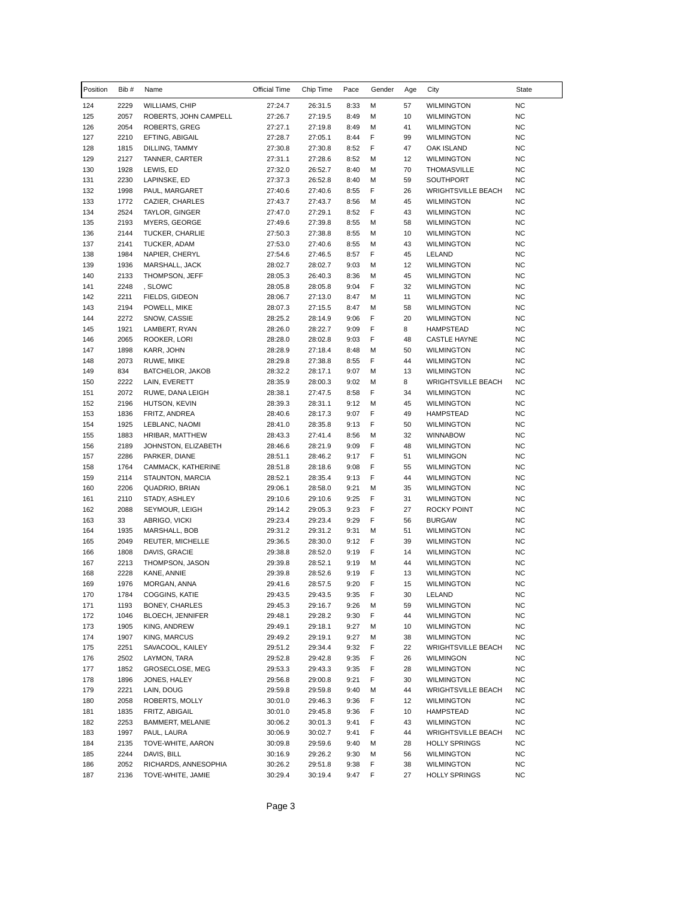| Position | Bib # | Name | Official Time | Chip Time | Pace | Gender | Age | City | State |
|---|---|---|---|---|---|---|---|---|---|
| 124 | 2229 | WILLIAMS, CHIP | 27:24.7 | 26:31.5 | 8:33 | M | 57 | WILMINGTON | NC |
| 125 | 2057 | ROBERTS, JOHN CAMPELL | 27:26.7 | 27:19.5 | 8:49 | M | 10 | WILMINGTON | NC |
| 126 | 2054 | ROBERTS, GREG | 27:27.1 | 27:19.8 | 8:49 | M | 41 | WILMINGTON | NC |
| 127 | 2210 | EFTING, ABIGAIL | 27:28.7 | 27:05.1 | 8:44 | F | 99 | WILMINGTON | NC |
| 128 | 1815 | DILLING, TAMMY | 27:30.8 | 27:30.8 | 8:52 | F | 47 | OAK ISLAND | NC |
| 129 | 2127 | TANNER, CARTER | 27:31.1 | 27:28.6 | 8:52 | M | 12 | WILMINGTON | NC |
| 130 | 1928 | LEWIS, ED | 27:32.0 | 26:52.7 | 8:40 | M | 70 | THOMASVILLE | NC |
| 131 | 2230 | LAPINSKE, ED | 27:37.3 | 26:52.8 | 8:40 | M | 59 | SOUTHPORT | NC |
| 132 | 1998 | PAUL, MARGARET | 27:40.6 | 27:40.6 | 8:55 | F | 26 | WRIGHTSVILLE BEACH | NC |
| 133 | 1772 | CAZIER, CHARLES | 27:43.7 | 27:43.7 | 8:56 | M | 45 | WILMINGTON | NC |
| 134 | 2524 | TAYLOR, GINGER | 27:47.0 | 27:29.1 | 8:52 | F | 43 | WILMINGTON | NC |
| 135 | 2193 | MYERS, GEORGE | 27:49.6 | 27:39.8 | 8:55 | M | 58 | WILMINGTON | NC |
| 136 | 2144 | TUCKER, CHARLIE | 27:50.3 | 27:38.8 | 8:55 | M | 10 | WILMINGTON | NC |
| 137 | 2141 | TUCKER, ADAM | 27:53.0 | 27:40.6 | 8:55 | M | 43 | WILMINGTON | NC |
| 138 | 1984 | NAPIER, CHERYL | 27:54.6 | 27:46.5 | 8:57 | F | 45 | LELAND | NC |
| 139 | 1936 | MARSHALL, JACK | 28:02.7 | 28:02.7 | 9:03 | M | 12 | WILMINGTON | NC |
| 140 | 2133 | THOMPSON, JEFF | 28:05.3 | 26:40.3 | 8:36 | M | 45 | WILMINGTON | NC |
| 141 | 2248 | , SLOWC | 28:05.8 | 28:05.8 | 9:04 | F | 32 | WILMINGTON | NC |
| 142 | 2211 | FIELDS, GIDEON | 28:06.7 | 27:13.0 | 8:47 | M | 11 | WILMINGTON | NC |
| 143 | 2194 | POWELL, MIKE | 28:07.3 | 27:15.5 | 8:47 | M | 58 | WILMINGTON | NC |
| 144 | 2272 | SNOW, CASSIE | 28:25.2 | 28:14.9 | 9:06 | F | 20 | WILMINGTON | NC |
| 145 | 1921 | LAMBERT, RYAN | 28:26.0 | 28:22.7 | 9:09 | F | 8 | HAMPSTEAD | NC |
| 146 | 2065 | ROOKER, LORI | 28:28.0 | 28:02.8 | 9:03 | F | 48 | CASTLE HAYNE | NC |
| 147 | 1898 | KARR, JOHN | 28:28.9 | 27:18.4 | 8:48 | M | 50 | WILMINGTON | NC |
| 148 | 2073 | RUWE, MIKE | 28:29.8 | 27:38.8 | 8:55 | F | 44 | WILMINGTON | NC |
| 149 | 834 | BATCHELOR, JAKOB | 28:32.2 | 28:17.1 | 9:07 | M | 13 | WILMINGTON | NC |
| 150 | 2222 | LAIN, EVERETT | 28:35.9 | 28:00.3 | 9:02 | M | 8 | WRIGHTSVILLE BEACH | NC |
| 151 | 2072 | RUWE, DANA LEIGH | 28:38.1 | 27:47.5 | 8:58 | F | 34 | WILMINGTON | NC |
| 152 | 2196 | HUTSON, KEVIN | 28:39.3 | 28:31.1 | 9:12 | M | 45 | WILMINGTON | NC |
| 153 | 1836 | FRITZ, ANDREA | 28:40.6 | 28:17.3 | 9:07 | F | 49 | HAMPSTEAD | NC |
| 154 | 1925 | LEBLANC, NAOMI | 28:41.0 | 28:35.8 | 9:13 | F | 50 | WILMINGTON | NC |
| 155 | 1883 | HRIBAR, MATTHEW | 28:43.3 | 27:41.4 | 8:56 | M | 32 | WINNABOW | NC |
| 156 | 2189 | JOHNSTON, ELIZABETH | 28:46.6 | 28:21.9 | 9:09 | F | 48 | WILMINGTON | NC |
| 157 | 2286 | PARKER, DIANE | 28:51.1 | 28:46.2 | 9:17 | F | 51 | WILMINGON | NC |
| 158 | 1764 | CAMMACK, KATHERINE | 28:51.8 | 28:18.6 | 9:08 | F | 55 | WILMINGTON | NC |
| 159 | 2114 | STAUNTON, MARCIA | 28:52.1 | 28:35.4 | 9:13 | F | 44 | WILMINGTON | NC |
| 160 | 2206 | QUADRIO, BRIAN | 29:06.1 | 28:58.0 | 9:21 | M | 35 | WILMINGTON | NC |
| 161 | 2110 | STADY, ASHLEY | 29:10.6 | 29:10.6 | 9:25 | F | 31 | WILMINGTON | NC |
| 162 | 2088 | SEYMOUR, LEIGH | 29:14.2 | 29:05.3 | 9:23 | F | 27 | ROCKY POINT | NC |
| 163 | 33 | ABRIGO, VICKI | 29:23.4 | 29:23.4 | 9:29 | F | 56 | BURGAW | NC |
| 164 | 1935 | MARSHALL, BOB | 29:31.2 | 29:31.2 | 9:31 | M | 51 | WILMINGTON | NC |
| 165 | 2049 | REUTER, MICHELLE | 29:36.5 | 28:30.0 | 9:12 | F | 39 | WILMINGTON | NC |
| 166 | 1808 | DAVIS, GRACIE | 29:38.8 | 28:52.0 | 9:19 | F | 14 | WILMINGTON | NC |
| 167 | 2213 | THOMPSON, JASON | 29:39.8 | 28:52.1 | 9:19 | M | 44 | WILMINGTON | NC |
| 168 | 2228 | KANE, ANNIE | 29:39.8 | 28:52.6 | 9:19 | F | 13 | WILMINGTON | NC |
| 169 | 1976 | MORGAN, ANNA | 29:41.6 | 28:57.5 | 9:20 | F | 15 | WILMINGTON | NC |
| 170 | 1784 | COGGINS, KATIE | 29:43.5 | 29:43.5 | 9:35 | F | 30 | LELAND | NC |
| 171 | 1193 | BONEY, CHARLES | 29:45.3 | 29:16.7 | 9:26 | M | 59 | WILMINGTON | NC |
| 172 | 1046 | BLOECH, JENNIFER | 29:48.1 | 29:28.2 | 9:30 | F | 44 | WILMINGTON | NC |
| 173 | 1905 | KING, ANDREW | 29:49.1 | 29:18.1 | 9:27 | M | 10 | WILMINGTON | NC |
| 174 | 1907 | KING, MARCUS | 29:49.2 | 29:19.1 | 9:27 | M | 38 | WILMINGTON | NC |
| 175 | 2251 | SAVACOOL, KAILEY | 29:51.2 | 29:34.4 | 9:32 | F | 22 | WRIGHTSVILLE BEACH | NC |
| 176 | 2502 | LAYMON, TARA | 29:52.8 | 29:42.8 | 9:35 | F | 26 | WILMINGON | NC |
| 177 | 1852 | GROSECLOSE, MEG | 29:53.3 | 29:43.3 | 9:35 | F | 28 | WILMINGTON | NC |
| 178 | 1896 | JONES, HALEY | 29:56.8 | 29:00.8 | 9:21 | F | 30 | WILMINGTON | NC |
| 179 | 2221 | LAIN, DOUG | 29:59.8 | 29:59.8 | 9:40 | M | 44 | WRIGHTSVILLE BEACH | NC |
| 180 | 2058 | ROBERTS, MOLLY | 30:01.0 | 29:46.3 | 9:36 | F | 12 | WILMINGTON | NC |
| 181 | 1835 | FRITZ, ABIGAIL | 30:01.0 | 29:45.8 | 9:36 | F | 10 | HAMPSTEAD | NC |
| 182 | 2253 | BAMMERT, MELANIE | 30:06.2 | 30:01.3 | 9:41 | F | 43 | WILMINGTON | NC |
| 183 | 1997 | PAUL, LAURA | 30:06.9 | 30:02.7 | 9:41 | F | 44 | WRIGHTSVILLE BEACH | NC |
| 184 | 2135 | TOVE-WHITE, AARON | 30:09.8 | 29:59.6 | 9:40 | M | 28 | HOLLY SPRINGS | NC |
| 185 | 2244 | DAVIS, BILL | 30:16.9 | 29:26.2 | 9:30 | M | 56 | WILMINGTON | NC |
| 186 | 2052 | RICHARDS, ANNESOPHIA | 30:26.2 | 29:51.8 | 9:38 | F | 38 | WILMINGTON | NC |
| 187 | 2136 | TOVE-WHITE, JAMIE | 30:29.4 | 30:19.4 | 9:47 | F | 27 | HOLLY SPRINGS | NC |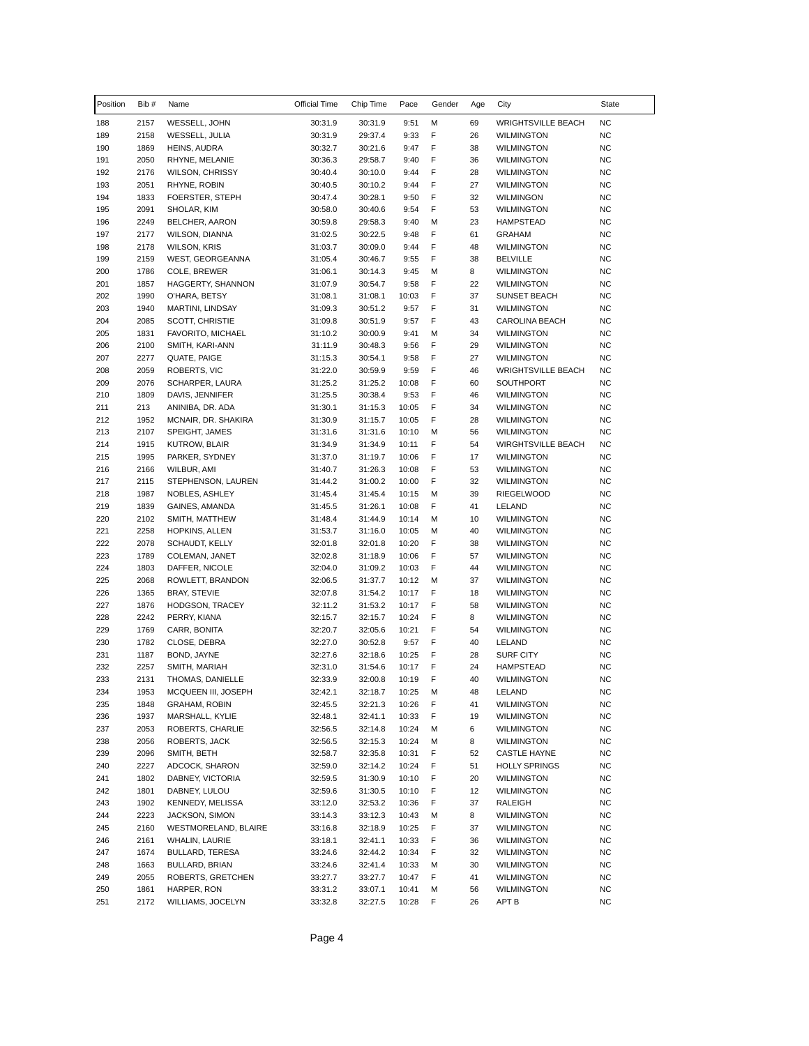| Position | Bib # | Name | Official Time | Chip Time | Pace | Gender | Age | City | State |
|---|---|---|---|---|---|---|---|---|---|
| 188 | 2157 | WESSELL, JOHN | 30:31.9 | 30:31.9 | 9:51 | M | 69 | WRIGHTSVILLE BEACH | NC |
| 189 | 2158 | WESSELL, JULIA | 30:31.9 | 29:37.4 | 9:33 | F | 26 | WILMINGTON | NC |
| 190 | 1869 | HEINS, AUDRA | 30:32.7 | 30:21.6 | 9:47 | F | 38 | WILMINGTON | NC |
| 191 | 2050 | RHYNE, MELANIE | 30:36.3 | 29:58.7 | 9:40 | F | 36 | WILMINGTON | NC |
| 192 | 2176 | WILSON, CHRISSY | 30:40.4 | 30:10.0 | 9:44 | F | 28 | WILMINGTON | NC |
| 193 | 2051 | RHYNE, ROBIN | 30:40.5 | 30:10.2 | 9:44 | F | 27 | WILMINGTON | NC |
| 194 | 1833 | FOERSTER, STEPH | 30:47.4 | 30:28.1 | 9:50 | F | 32 | WILMINGON | NC |
| 195 | 2091 | SHOLAR, KIM | 30:58.0 | 30:40.6 | 9:54 | F | 53 | WILMINGTON | NC |
| 196 | 2249 | BELCHER, AARON | 30:59.8 | 29:58.3 | 9:40 | M | 23 | HAMPSTEAD | NC |
| 197 | 2177 | WILSON, DIANNA | 31:02.5 | 30:22.5 | 9:48 | F | 61 | GRAHAM | NC |
| 198 | 2178 | WILSON, KRIS | 31:03.7 | 30:09.0 | 9:44 | F | 48 | WILMINGTON | NC |
| 199 | 2159 | WEST, GEORGEANNA | 31:05.4 | 30:46.7 | 9:55 | F | 38 | BELVILLE | NC |
| 200 | 1786 | COLE, BREWER | 31:06.1 | 30:14.3 | 9:45 | M | 8 | WILMINGTON | NC |
| 201 | 1857 | HAGGERTY, SHANNON | 31:07.9 | 30:54.7 | 9:58 | F | 22 | WILMINGTON | NC |
| 202 | 1990 | O'HARA, BETSY | 31:08.1 | 31:08.1 | 10:03 | F | 37 | SUNSET BEACH | NC |
| 203 | 1940 | MARTINI, LINDSAY | 31:09.3 | 30:51.2 | 9:57 | F | 31 | WILMINGTON | NC |
| 204 | 2085 | SCOTT, CHRISTIE | 31:09.8 | 30:51.9 | 9:57 | F | 43 | CAROLINA BEACH | NC |
| 205 | 1831 | FAVORITO, MICHAEL | 31:10.2 | 30:00.9 | 9:41 | M | 34 | WILMINGTON | NC |
| 206 | 2100 | SMITH, KARI-ANN | 31:11.9 | 30:48.3 | 9:56 | F | 29 | WILMINGTON | NC |
| 207 | 2277 | QUATE, PAIGE | 31:15.3 | 30:54.1 | 9:58 | F | 27 | WILMINGTON | NC |
| 208 | 2059 | ROBERTS, VIC | 31:22.0 | 30:59.9 | 9:59 | F | 46 | WRIGHTSVILLE BEACH | NC |
| 209 | 2076 | SCHARPER, LAURA | 31:25.2 | 31:25.2 | 10:08 | F | 60 | SOUTHPORT | NC |
| 210 | 1809 | DAVIS, JENNIFER | 31:25.5 | 30:38.4 | 9:53 | F | 46 | WILMINGTON | NC |
| 211 | 213 | ANINIBA, DR. ADA | 31:30.1 | 31:15.3 | 10:05 | F | 34 | WILMINGTON | NC |
| 212 | 1952 | MCNAIR, DR. SHAKIRA | 31:30.9 | 31:15.7 | 10:05 | F | 28 | WILMINGTON | NC |
| 213 | 2107 | SPEIGHT, JAMES | 31:31.6 | 31:31.6 | 10:10 | M | 56 | WILMINGTON | NC |
| 214 | 1915 | KUTROW, BLAIR | 31:34.9 | 31:34.9 | 10:11 | F | 54 | WIRGHTSVILLE BEACH | NC |
| 215 | 1995 | PARKER, SYDNEY | 31:37.0 | 31:19.7 | 10:06 | F | 17 | WILMINGTON | NC |
| 216 | 2166 | WILBUR, AMI | 31:40.7 | 31:26.3 | 10:08 | F | 53 | WILMINGTON | NC |
| 217 | 2115 | STEPHENSON, LAUREN | 31:44.2 | 31:00.2 | 10:00 | F | 32 | WILMINGTON | NC |
| 218 | 1987 | NOBLES, ASHLEY | 31:45.4 | 31:45.4 | 10:15 | M | 39 | RIEGELWOOD | NC |
| 219 | 1839 | GAINES, AMANDA | 31:45.5 | 31:26.1 | 10:08 | F | 41 | LELAND | NC |
| 220 | 2102 | SMITH, MATTHEW | 31:48.4 | 31:44.9 | 10:14 | M | 10 | WILMINGTON | NC |
| 221 | 2258 | HOPKINS, ALLEN | 31:53.7 | 31:16.0 | 10:05 | M | 40 | WILMINGTON | NC |
| 222 | 2078 | SCHAUDT, KELLY | 32:01.8 | 32:01.8 | 10:20 | F | 38 | WILMINGTON | NC |
| 223 | 1789 | COLEMAN, JANET | 32:02.8 | 31:18.9 | 10:06 | F | 57 | WILMINGTON | NC |
| 224 | 1803 | DAFFER, NICOLE | 32:04.0 | 31:09.2 | 10:03 | F | 44 | WILMINGTON | NC |
| 225 | 2068 | ROWLETT, BRANDON | 32:06.5 | 31:37.7 | 10:12 | M | 37 | WILMINGTON | NC |
| 226 | 1365 | BRAY, STEVIE | 32:07.8 | 31:54.2 | 10:17 | F | 18 | WILMINGTON | NC |
| 227 | 1876 | HODGSON, TRACEY | 32:11.2 | 31:53.2 | 10:17 | F | 58 | WILMINGTON | NC |
| 228 | 2242 | PERRY, KIANA | 32:15.7 | 32:15.7 | 10:24 | F | 8 | WILMINGTON | NC |
| 229 | 1769 | CARR, BONITA | 32:20.7 | 32:05.6 | 10:21 | F | 54 | WILMINGTON | NC |
| 230 | 1782 | CLOSE, DEBRA | 32:27.0 | 30:52.8 | 9:57 | F | 40 | LELAND | NC |
| 231 | 1187 | BOND, JAYNE | 32:27.6 | 32:18.6 | 10:25 | F | 28 | SURF CITY | NC |
| 232 | 2257 | SMITH, MARIAH | 32:31.0 | 31:54.6 | 10:17 | F | 24 | HAMPSTEAD | NC |
| 233 | 2131 | THOMAS, DANIELLE | 32:33.9 | 32:00.8 | 10:19 | F | 40 | WILMINGTON | NC |
| 234 | 1953 | MCQUEEN III, JOSEPH | 32:42.1 | 32:18.7 | 10:25 | M | 48 | LELAND | NC |
| 235 | 1848 | GRAHAM, ROBIN | 32:45.5 | 32:21.3 | 10:26 | F | 41 | WILMINGTON | NC |
| 236 | 1937 | MARSHALL, KYLIE | 32:48.1 | 32:41.1 | 10:33 | F | 19 | WILMINGTON | NC |
| 237 | 2053 | ROBERTS, CHARLIE | 32:56.5 | 32:14.8 | 10:24 | M | 6 | WILMINGTON | NC |
| 238 | 2056 | ROBERTS, JACK | 32:56.5 | 32:15.3 | 10:24 | M | 8 | WILMINGTON | NC |
| 239 | 2096 | SMITH, BETH | 32:58.7 | 32:35.8 | 10:31 | F | 52 | CASTLE HAYNE | NC |
| 240 | 2227 | ADCOCK, SHARON | 32:59.0 | 32:14.2 | 10:24 | F | 51 | HOLLY SPRINGS | NC |
| 241 | 1802 | DABNEY, VICTORIA | 32:59.5 | 31:30.9 | 10:10 | F | 20 | WILMINGTON | NC |
| 242 | 1801 | DABNEY, LULOU | 32:59.6 | 31:30.5 | 10:10 | F | 12 | WILMINGTON | NC |
| 243 | 1902 | KENNEDY, MELISSA | 33:12.0 | 32:53.2 | 10:36 | F | 37 | RALEIGH | NC |
| 244 | 2223 | JACKSON, SIMON | 33:14.3 | 33:12.3 | 10:43 | M | 8 | WILMINGTON | NC |
| 245 | 2160 | WESTMORELAND, BLAIRE | 33:16.8 | 32:18.9 | 10:25 | F | 37 | WILMINGTON | NC |
| 246 | 2161 | WHALIN, LAURIE | 33:18.1 | 32:41.1 | 10:33 | F | 36 | WILMINGTON | NC |
| 247 | 1674 | BULLARD, TERESA | 33:24.6 | 32:44.2 | 10:34 | F | 32 | WILMINGTON | NC |
| 248 | 1663 | BULLARD, BRIAN | 33:24.6 | 32:41.4 | 10:33 | M | 30 | WILMINGTON | NC |
| 249 | 2055 | ROBERTS, GRETCHEN | 33:27.7 | 33:27.7 | 10:47 | F | 41 | WILMINGTON | NC |
| 250 | 1861 | HARPER, RON | 33:31.2 | 33:07.1 | 10:41 | M | 56 | WILMINGTON | NC |
| 251 | 2172 | WILLIAMS, JOCELYN | 33:32.8 | 32:27.5 | 10:28 | F | 26 | APT B | NC |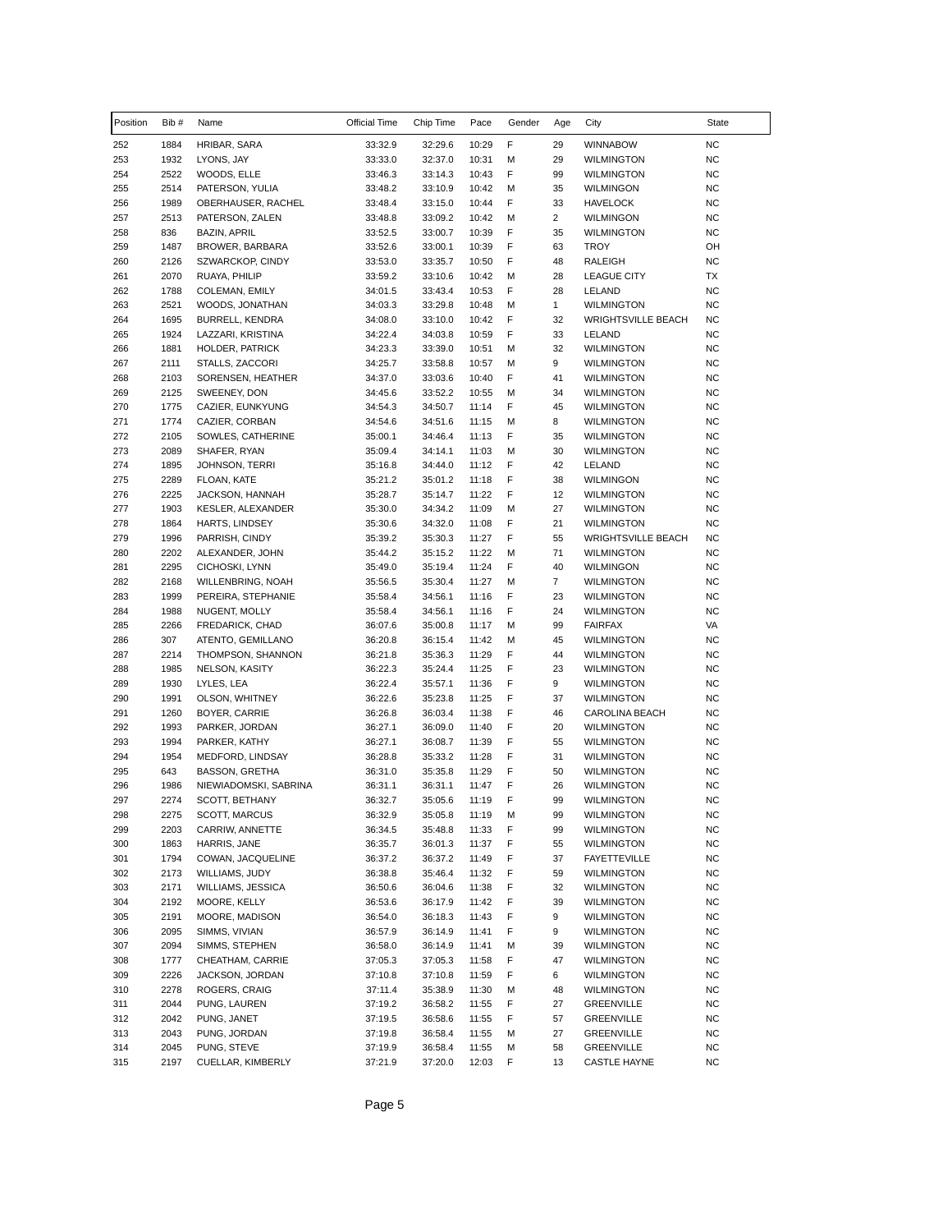| Position | Bib # | Name | Official Time | Chip Time | Pace | Gender | Age | City | State |
|---|---|---|---|---|---|---|---|---|---|
| 252 | 1884 | HRIBAR, SARA | 33:32.9 | 32:29.6 | 10:29 | F | 29 | WINNABOW | NC |
| 253 | 1932 | LYONS, JAY | 33:33.0 | 32:37.0 | 10:31 | M | 29 | WILMINGTON | NC |
| 254 | 2522 | WOODS, ELLE | 33:46.3 | 33:14.3 | 10:43 | F | 99 | WILMINGTON | NC |
| 255 | 2514 | PATERSON, YULIA | 33:48.2 | 33:10.9 | 10:42 | M | 35 | WILMINGON | NC |
| 256 | 1989 | OBERHAUSER, RACHEL | 33:48.4 | 33:15.0 | 10:44 | F | 33 | HAVELOCK | NC |
| 257 | 2513 | PATERSON, ZALEN | 33:48.8 | 33:09.2 | 10:42 | M | 2 | WILMINGON | NC |
| 258 | 836 | BAZIN, APRIL | 33:52.5 | 33:00.7 | 10:39 | F | 35 | WILMINGTON | NC |
| 259 | 1487 | BROWER, BARBARA | 33:52.6 | 33:00.1 | 10:39 | F | 63 | TROY | OH |
| 260 | 2126 | SZWARCKOP, CINDY | 33:53.0 | 33:35.7 | 10:50 | F | 48 | RALEIGH | NC |
| 261 | 2070 | RUAYA, PHILIP | 33:59.2 | 33:10.6 | 10:42 | M | 28 | LEAGUE CITY | TX |
| 262 | 1788 | COLEMAN, EMILY | 34:01.5 | 33:43.4 | 10:53 | F | 28 | LELAND | NC |
| 263 | 2521 | WOODS, JONATHAN | 34:03.3 | 33:29.8 | 10:48 | M | 1 | WILMINGTON | NC |
| 264 | 1695 | BURRELL, KENDRA | 34:08.0 | 33:10.0 | 10:42 | F | 32 | WRIGHTSVILLE BEACH | NC |
| 265 | 1924 | LAZZARI, KRISTINA | 34:22.4 | 34:03.8 | 10:59 | F | 33 | LELAND | NC |
| 266 | 1881 | HOLDER, PATRICK | 34:23.3 | 33:39.0 | 10:51 | M | 32 | WILMINGTON | NC |
| 267 | 2111 | STALLS, ZACCORI | 34:25.7 | 33:58.8 | 10:57 | M | 9 | WILMINGTON | NC |
| 268 | 2103 | SORENSEN, HEATHER | 34:37.0 | 33:03.6 | 10:40 | F | 41 | WILMINGTON | NC |
| 269 | 2125 | SWEENEY, DON | 34:45.6 | 33:52.2 | 10:55 | M | 34 | WILMINGTON | NC |
| 270 | 1775 | CAZIER, EUNKYUNG | 34:54.3 | 34:50.7 | 11:14 | F | 45 | WILMINGTON | NC |
| 271 | 1774 | CAZIER, CORBAN | 34:54.6 | 34:51.6 | 11:15 | M | 8 | WILMINGTON | NC |
| 272 | 2105 | SOWLES, CATHERINE | 35:00.1 | 34:46.4 | 11:13 | F | 35 | WILMINGTON | NC |
| 273 | 2089 | SHAFER, RYAN | 35:09.4 | 34:14.1 | 11:03 | M | 30 | WILMINGTON | NC |
| 274 | 1895 | JOHNSON, TERRI | 35:16.8 | 34:44.0 | 11:12 | F | 42 | LELAND | NC |
| 275 | 2289 | FLOAN, KATE | 35:21.2 | 35:01.2 | 11:18 | F | 38 | WILMINGON | NC |
| 276 | 2225 | JACKSON, HANNAH | 35:28.7 | 35:14.7 | 11:22 | F | 12 | WILMINGTON | NC |
| 277 | 1903 | KESLER, ALEXANDER | 35:30.0 | 34:34.2 | 11:09 | M | 27 | WILMINGTON | NC |
| 278 | 1864 | HARTS, LINDSEY | 35:30.6 | 34:32.0 | 11:08 | F | 21 | WILMINGTON | NC |
| 279 | 1996 | PARRISH, CINDY | 35:39.2 | 35:30.3 | 11:27 | F | 55 | WRIGHTSVILLE BEACH | NC |
| 280 | 2202 | ALEXANDER, JOHN | 35:44.2 | 35:15.2 | 11:22 | M | 71 | WILMINGTON | NC |
| 281 | 2295 | CICHOSKI, LYNN | 35:49.0 | 35:19.4 | 11:24 | F | 40 | WILMINGON | NC |
| 282 | 2168 | WILLENBRING, NOAH | 35:56.5 | 35:30.4 | 11:27 | M | 7 | WILMINGTON | NC |
| 283 | 1999 | PEREIRA, STEPHANIE | 35:58.4 | 34:56.1 | 11:16 | F | 23 | WILMINGTON | NC |
| 284 | 1988 | NUGENT, MOLLY | 35:58.4 | 34:56.1 | 11:16 | F | 24 | WILMINGTON | NC |
| 285 | 2266 | FREDARICK, CHAD | 36:07.6 | 35:00.8 | 11:17 | M | 99 | FAIRFAX | VA |
| 286 | 307 | ATENTO, GEMILLANO | 36:20.8 | 36:15.4 | 11:42 | M | 45 | WILMINGTON | NC |
| 287 | 2214 | THOMPSON, SHANNON | 36:21.8 | 35:36.3 | 11:29 | F | 44 | WILMINGTON | NC |
| 288 | 1985 | NELSON, KASITY | 36:22.3 | 35:24.4 | 11:25 | F | 23 | WILMINGTON | NC |
| 289 | 1930 | LYLES, LEA | 36:22.4 | 35:57.1 | 11:36 | F | 9 | WILMINGTON | NC |
| 290 | 1991 | OLSON, WHITNEY | 36:22.6 | 35:23.8 | 11:25 | F | 37 | WILMINGTON | NC |
| 291 | 1260 | BOYER, CARRIE | 36:26.8 | 36:03.4 | 11:38 | F | 46 | CAROLINA BEACH | NC |
| 292 | 1993 | PARKER, JORDAN | 36:27.1 | 36:09.0 | 11:40 | F | 20 | WILMINGTON | NC |
| 293 | 1994 | PARKER, KATHY | 36:27.1 | 36:08.7 | 11:39 | F | 55 | WILMINGTON | NC |
| 294 | 1954 | MEDFORD, LINDSAY | 36:28.8 | 35:33.2 | 11:28 | F | 31 | WILMINGTON | NC |
| 295 | 643 | BASSON, GRETHA | 36:31.0 | 35:35.8 | 11:29 | F | 50 | WILMINGTON | NC |
| 296 | 1986 | NIEWIADOMSKI, SABRINA | 36:31.1 | 36:31.1 | 11:47 | F | 26 | WILMINGTON | NC |
| 297 | 2274 | SCOTT, BETHANY | 36:32.7 | 35:05.6 | 11:19 | F | 99 | WILMINGTON | NC |
| 298 | 2275 | SCOTT, MARCUS | 36:32.9 | 35:05.8 | 11:19 | M | 99 | WILMINGTON | NC |
| 299 | 2203 | CARRIW, ANNETTE | 36:34.5 | 35:48.8 | 11:33 | F | 99 | WILMINGTON | NC |
| 300 | 1863 | HARRIS, JANE | 36:35.7 | 36:01.3 | 11:37 | F | 55 | WILMINGTON | NC |
| 301 | 1794 | COWAN, JACQUELINE | 36:37.2 | 36:37.2 | 11:49 | F | 37 | FAYETTEVILLE | NC |
| 302 | 2173 | WILLIAMS, JUDY | 36:38.8 | 35:46.4 | 11:32 | F | 59 | WILMINGTON | NC |
| 303 | 2171 | WILLIAMS, JESSICA | 36:50.6 | 36:04.6 | 11:38 | F | 32 | WILMINGTON | NC |
| 304 | 2192 | MOORE, KELLY | 36:53.6 | 36:17.9 | 11:42 | F | 39 | WILMINGTON | NC |
| 305 | 2191 | MOORE, MADISON | 36:54.0 | 36:18.3 | 11:43 | F | 9 | WILMINGTON | NC |
| 306 | 2095 | SIMMS, VIVIAN | 36:57.9 | 36:14.9 | 11:41 | F | 9 | WILMINGTON | NC |
| 307 | 2094 | SIMMS, STEPHEN | 36:58.0 | 36:14.9 | 11:41 | M | 39 | WILMINGTON | NC |
| 308 | 1777 | CHEATHAM, CARRIE | 37:05.3 | 37:05.3 | 11:58 | F | 47 | WILMINGTON | NC |
| 309 | 2226 | JACKSON, JORDAN | 37:10.8 | 37:10.8 | 11:59 | F | 6 | WILMINGTON | NC |
| 310 | 2278 | ROGERS, CRAIG | 37:11.4 | 35:38.9 | 11:30 | M | 48 | WILMINGTON | NC |
| 311 | 2044 | PUNG, LAUREN | 37:19.2 | 36:58.2 | 11:55 | F | 27 | GREENVILLE | NC |
| 312 | 2042 | PUNG, JANET | 37:19.5 | 36:58.6 | 11:55 | F | 57 | GREENVILLE | NC |
| 313 | 2043 | PUNG, JORDAN | 37:19.8 | 36:58.4 | 11:55 | M | 27 | GREENVILLE | NC |
| 314 | 2045 | PUNG, STEVE | 37:19.9 | 36:58.4 | 11:55 | M | 58 | GREENVILLE | NC |
| 315 | 2197 | CUELLAR, KIMBERLY | 37:21.9 | 37:20.0 | 12:03 | F | 13 | CASTLE HAYNE | NC |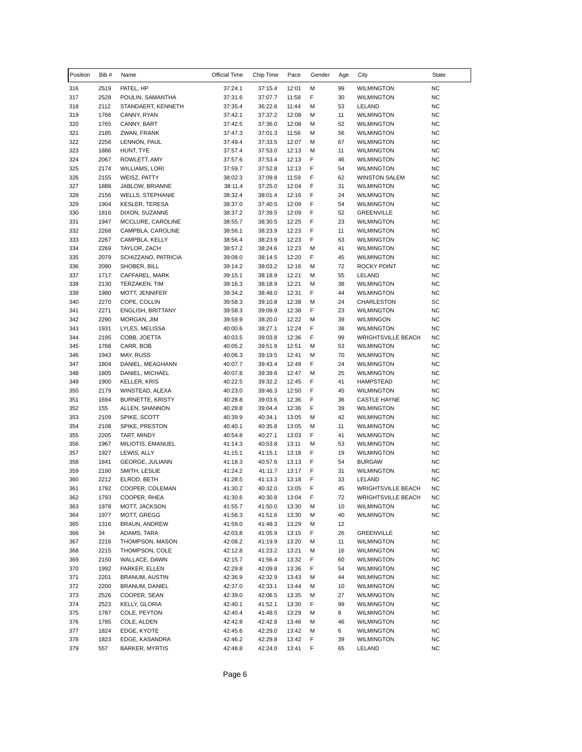| Position | Bib # | Name | Official Time | Chip Time | Pace | Gender | Age | City | State |
|---|---|---|---|---|---|---|---|---|---|
| 316 | 2519 | PATEL, HP | 37:24.1 | 37:15.4 | 12:01 | M | 99 | WILMINGTON | NC |
| 317 | 2528 | POULIN, SAMANTHA | 37:31.6 | 37:07.7 | 11:58 | F | 30 | WILMINGTON | NC |
| 318 | 2112 | STANDAERT, KENNETH | 37:35.4 | 36:22.6 | 11:44 | M | 53 | LELAND | NC |
| 319 | 1766 | CANNY, RYAN | 37:42.1 | 37:37.2 | 12:08 | M | 11 | WILMINGTON | NC |
| 320 | 1765 | CANNY, BART | 37:42.5 | 37:36.0 | 12:08 | M | 52 | WILMINGTON | NC |
| 321 | 2185 | ZWAN, FRANK | 37:47.3 | 37:01.3 | 11:56 | M | 56 | WILMINGTON | NC |
| 322 | 2256 | LENNON, PAUL | 37:49.4 | 37:33.5 | 12:07 | M | 67 | WILMINGTON | NC |
| 323 | 1886 | HUNT, TYE | 37:57.4 | 37:53.0 | 12:13 | M | 11 | WILMINGTON | NC |
| 324 | 2067 | ROWLETT, AMY | 37:57.6 | 37:53.4 | 12:13 | F | 46 | WILMINGTON | NC |
| 325 | 2174 | WILLIAMS, LORI | 37:59.7 | 37:52.8 | 12:13 | F | 54 | WILMINGTON | NC |
| 326 | 2155 | WEISZ, PATTY | 38:02.3 | 37:09.8 | 11:59 | F | 62 | WINSTON SALEM | NC |
| 327 | 1888 | JABLOW, BRIANNE | 38:11.4 | 37:25.0 | 12:04 | F | 31 | WILMINGTON | NC |
| 328 | 2156 | WELLS, STEPHANIE | 38:32.4 | 38:01.4 | 12:16 | F | 24 | WILMINGTON | NC |
| 329 | 1904 | KESLER, TERESA | 38:37.0 | 37:40.5 | 12:09 | F | 54 | WILMINGTON | NC |
| 330 | 1816 | DIXON, SUZANNE | 38:37.2 | 37:39.5 | 12:09 | F | 52 | GREENVILLE | NC |
| 331 | 1947 | MCCLURE, CAROLINE | 38:55.7 | 38:30.5 | 12:25 | F | 23 | WILMINGTON | NC |
| 332 | 2268 | CAMPBLA, CAROLINE | 38:56.1 | 38:23.9 | 12:23 | F | 11 | WILMINGTON | NC |
| 333 | 2267 | CAMPBLA, KELLY | 38:56.4 | 38:23.9 | 12:23 | F | 63 | WILMINGTON | NC |
| 334 | 2269 | TAYLOR, ZACH | 38:57.2 | 38:24.6 | 12:23 | M | 41 | WILMINGTON | NC |
| 335 | 2079 | SCHIZZANO, PATRICIA | 39:08.0 | 38:14.5 | 12:20 | F | 45 | WILMINGTON | NC |
| 336 | 2090 | SHOBER, BILL | 39:14.2 | 38:03.2 | 12:16 | M | 72 | ROCKY POINT | NC |
| 337 | 1717 | CAFFAREL, MARK | 39:15.1 | 38:18.9 | 12:21 | M | 55 | LELAND | NC |
| 338 | 2130 | TERZAKEN, TIM | 39:16.3 | 38:18.9 | 12:21 | M | 38 | WILMINGTON | NC |
| 339 | 1980 | MOTT, JENNIFER | 39:34.2 | 38:48.0 | 12:31 | F | 44 | WILMINGTON | NC |
| 340 | 2270 | COPE, COLLIN | 39:58.3 | 39:10.8 | 12:38 | M | 24 | CHARLESTON | SC |
| 341 | 2271 | ENGLISH, BRITTANY | 39:58.3 | 39:09.9 | 12:38 | F | 23 | WILMINGTON | NC |
| 342 | 2290 | MORGAN, JIM | 39:59.9 | 38:20.0 | 12:22 | M | 39 | WILMINGON | NC |
| 343 | 1931 | LYLES, MELISSA | 40:00.6 | 38:27.1 | 12:24 | F | 38 | WILMINGTON | NC |
| 344 | 2195 | COBB, JOETTA | 40:03.5 | 39:03.8 | 12:36 | F | 99 | WRIGHTSVILLE BEACH | NC |
| 345 | 1768 | CARR, BOB | 40:05.2 | 39:51.9 | 12:51 | M | 53 | WILMINGTON | NC |
| 346 | 1943 | MAY, RUSS | 40:06.3 | 39:19.5 | 12:41 | M | 70 | WILMINGTON | NC |
| 347 | 1804 | DANIEL, MEAGHANN | 40:07.7 | 39:43.4 | 12:49 | F | 24 | WILMINGTON | NC |
| 348 | 1805 | DANIEL, MICHAEL | 40:07.8 | 39:39.6 | 12:47 | M | 25 | WILMINGTON | NC |
| 349 | 1900 | KELLER, KRIS | 40:22.5 | 39:32.2 | 12:45 | F | 41 | HAMPSTEAD | NC |
| 350 | 2179 | WINSTEAD, ALEXA | 40:23.0 | 39:46.3 | 12:50 | F | 45 | WILMINGTON | NC |
| 351 | 1694 | BURNETTE, KRISTY | 40:28.8 | 39:03.6 | 12:36 | F | 36 | CASTLE HAYNE | NC |
| 352 | 155 | ALLEN, SHANNON | 40:28.8 | 39:04.4 | 12:36 | F | 39 | WILMINGTON | NC |
| 353 | 2109 | SPIKE, SCOTT | 40:39.9 | 40:34.1 | 13:05 | M | 42 | WILMINGTON | NC |
| 354 | 2108 | SPIKE, PRESTON | 40:40.1 | 40:35.8 | 13:05 | M | 11 | WILMINGTON | NC |
| 355 | 2205 | TART, MINDY | 40:54.8 | 40:27.1 | 13:03 | F | 41 | WILMINGTON | NC |
| 356 | 1967 | MILIOTIS, EMANUEL | 41:14.3 | 40:53.8 | 13:11 | M | 53 | WILMINGTON | NC |
| 357 | 1927 | LEWIS, ALLY | 41:15.1 | 41:15.1 | 13:18 | F | 19 | WILMINGTON | NC |
| 358 | 1841 | GEORGE, JULIANN | 41:18.3 | 40:57.6 | 13:13 | F | 54 | BURGAW | NC |
| 359 | 2190 | SMITH, LESLIE | 41:24.2 | 41:11.7 | 13:17 | F | 31 | WILMINGTON | NC |
| 360 | 2212 | ELROD, BETH | 41:28.5 | 41:13.3 | 13:18 | F | 33 | LELAND | NC |
| 361 | 1792 | COOPER, COLEMAN | 41:30.2 | 40:32.0 | 13:05 | F | 45 | WRIGHTSVILLE BEACH | NC |
| 362 | 1793 | COOPER, RHEA | 41:30.6 | 40:30.8 | 13:04 | F | 72 | WRIGHTSVILLE BEACH | NC |
| 363 | 1978 | MOTT, JACKSON | 41:55.7 | 41:50.0 | 13:30 | M | 10 | WILMINGTON | NC |
| 364 | 1977 | MOTT, GREGG | 41:56.3 | 41:51.6 | 13:30 | M | 40 | WILMINGTON | NC |
| 365 | 1316 | BRAUN, ANDREW | 41:59.0 | 41:48.3 | 13:29 | M | 12 | | |
| 366 | 34 | ADAMS, TARA | 42:03.8 | 41:05.9 | 13:15 | F | 26 | GREENVILLE | NC |
| 367 | 2216 | THOMPSON, MASON | 42:08.2 | 41:19.9 | 13:20 | M | 11 | WILMINGTON | NC |
| 368 | 2215 | THOMPSON, COLE | 42:12.8 | 41:23.2 | 13:21 | M | 16 | WILMINGTON | NC |
| 369 | 2150 | WALLACE, DAWN | 42:15.7 | 41:56.4 | 13:32 | F | 60 | WILMINGTON | NC |
| 370 | 1992 | PARKER, ELLEN | 42:29.8 | 42:09.8 | 13:36 | F | 54 | WILMINGTON | NC |
| 371 | 2201 | BRANUM, AUSTIN | 42:36.9 | 42:32.9 | 13:43 | M | 44 | WILMINGTON | NC |
| 372 | 2200 | BRANUM, DANIEL | 42:37.0 | 42:33.1 | 13:44 | M | 10 | WILMINGTON | NC |
| 373 | 2526 | COOPER, SEAN | 42:39.0 | 42:06.5 | 13:35 | M | 27 | WILMINGTON | NC |
| 374 | 2523 | KELLY, GLORIA | 42:40.1 | 41:52.1 | 13:30 | F | 99 | WILMINGTON | NC |
| 375 | 1787 | COLE, PEYTON | 42:40.4 | 41:48.5 | 13:29 | M | 8 | WILMINGTON | NC |
| 376 | 1785 | COLE, ALDEN | 42:42.8 | 42:42.8 | 13:46 | M | 46 | WILMINGTON | NC |
| 377 | 1824 | EDGE, KYOTE | 42:45.6 | 42:29.0 | 13:42 | M | 6 | WILMINGTON | NC |
| 378 | 1823 | EDGE, KASANDRA | 42:46.2 | 42:29.8 | 13:42 | F | 39 | WILMINGTON | NC |
| 379 | 557 | BARKER, MYRTIS | 42:48.8 | 42:24.0 | 13:41 | F | 65 | LELAND | NC |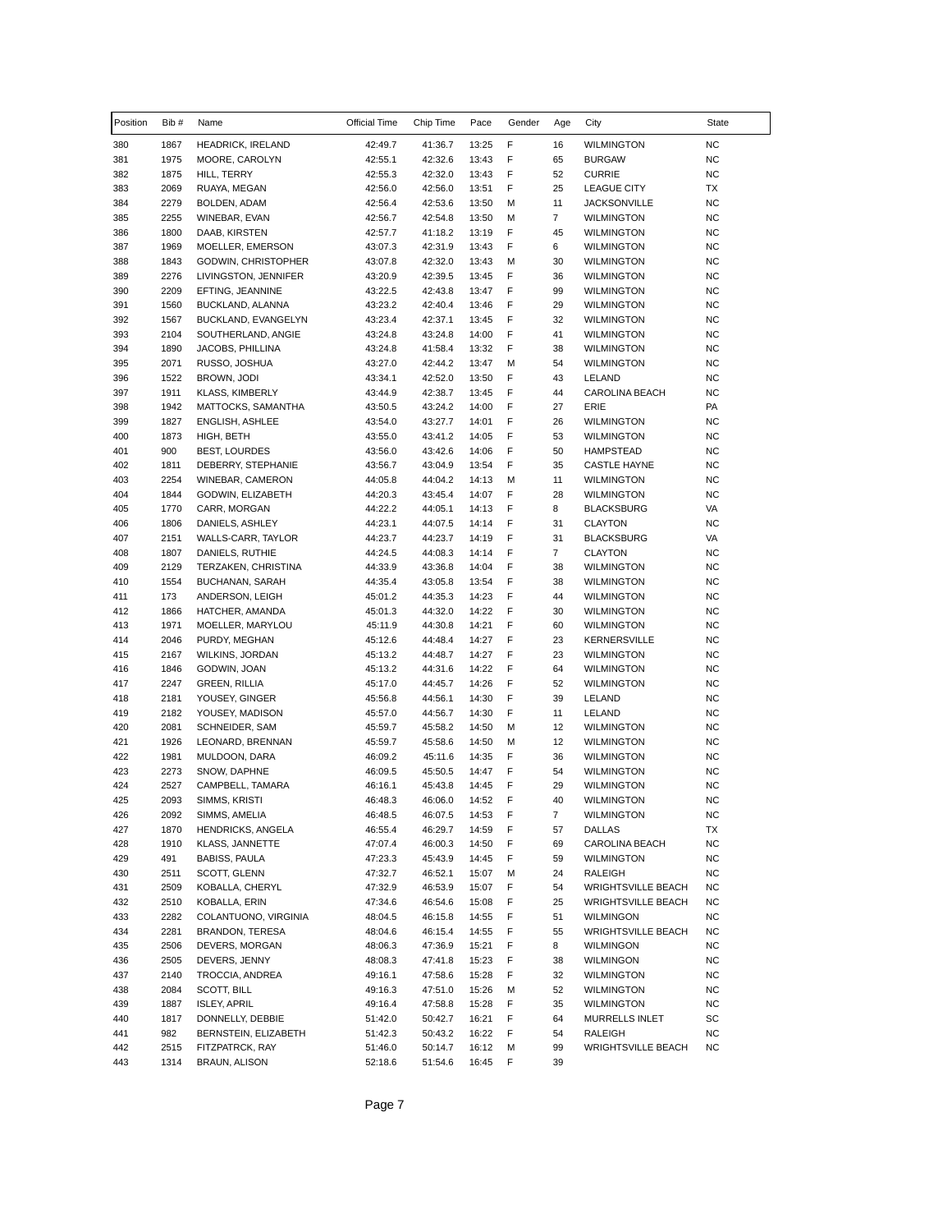| Position | Bib # | Name | Official Time | Chip Time | Pace | Gender | Age | City | State |
|---|---|---|---|---|---|---|---|---|---|
| 380 | 1867 | HEADRICK, IRELAND | 42:49.7 | 41:36.7 | 13:25 | F | 16 | WILMINGTON | NC |
| 381 | 1975 | MOORE, CAROLYN | 42:55.1 | 42:32.6 | 13:43 | F | 65 | BURGAW | NC |
| 382 | 1875 | HILL, TERRY | 42:55.3 | 42:32.0 | 13:43 | F | 52 | CURRIE | NC |
| 383 | 2069 | RUAYA, MEGAN | 42:56.0 | 42:56.0 | 13:51 | F | 25 | LEAGUE CITY | TX |
| 384 | 2279 | BOLDEN, ADAM | 42:56.4 | 42:53.6 | 13:50 | M | 11 | JACKSONVILLE | NC |
| 385 | 2255 | WINEBAR, EVAN | 42:56.7 | 42:54.8 | 13:50 | M | 7 | WILMINGTON | NC |
| 386 | 1800 | DAAB, KIRSTEN | 42:57.7 | 41:18.2 | 13:19 | F | 45 | WILMINGTON | NC |
| 387 | 1969 | MOELLER, EMERSON | 43:07.3 | 42:31.9 | 13:43 | F | 6 | WILMINGTON | NC |
| 388 | 1843 | GODWIN, CHRISTOPHER | 43:07.8 | 42:32.0 | 13:43 | M | 30 | WILMINGTON | NC |
| 389 | 2276 | LIVINGSTON, JENNIFER | 43:20.9 | 42:39.5 | 13:45 | F | 36 | WILMINGTON | NC |
| 390 | 2209 | EFTING, JEANNINE | 43:22.5 | 42:43.8 | 13:47 | F | 99 | WILMINGTON | NC |
| 391 | 1560 | BUCKLAND, ALANNA | 43:23.2 | 42:40.4 | 13:46 | F | 29 | WILMINGTON | NC |
| 392 | 1567 | BUCKLAND, EVANGELYN | 43:23.4 | 42:37.1 | 13:45 | F | 32 | WILMINGTON | NC |
| 393 | 2104 | SOUTHERLAND, ANGIE | 43:24.8 | 43:24.8 | 14:00 | F | 41 | WILMINGTON | NC |
| 394 | 1890 | JACOBS, PHILLINA | 43:24.8 | 41:58.4 | 13:32 | F | 38 | WILMINGTON | NC |
| 395 | 2071 | RUSSO, JOSHUA | 43:27.0 | 42:44.2 | 13:47 | M | 54 | WILMINGTON | NC |
| 396 | 1522 | BROWN, JODI | 43:34.1 | 42:52.0 | 13:50 | F | 43 | LELAND | NC |
| 397 | 1911 | KLASS, KIMBERLY | 43:44.9 | 42:38.7 | 13:45 | F | 44 | CAROLINA BEACH | NC |
| 398 | 1942 | MATTOCKS, SAMANTHA | 43:50.5 | 43:24.2 | 14:00 | F | 27 | ERIE | PA |
| 399 | 1827 | ENGLISH, ASHLEE | 43:54.0 | 43:27.7 | 14:01 | F | 26 | WILMINGTON | NC |
| 400 | 1873 | HIGH, BETH | 43:55.0 | 43:41.2 | 14:05 | F | 53 | WILMINGTON | NC |
| 401 | 900 | BEST, LOURDES | 43:56.0 | 43:42.6 | 14:06 | F | 50 | HAMPSTEAD | NC |
| 402 | 1811 | DEBERRY, STEPHANIE | 43:56.7 | 43:04.9 | 13:54 | F | 35 | CASTLE HAYNE | NC |
| 403 | 2254 | WINEBAR, CAMERON | 44:05.8 | 44:04.2 | 14:13 | M | 11 | WILMINGTON | NC |
| 404 | 1844 | GODWIN, ELIZABETH | 44:20.3 | 43:45.4 | 14:07 | F | 28 | WILMINGTON | NC |
| 405 | 1770 | CARR, MORGAN | 44:22.2 | 44:05.1 | 14:13 | F | 8 | BLACKSBURG | VA |
| 406 | 1806 | DANIELS, ASHLEY | 44:23.1 | 44:07.5 | 14:14 | F | 31 | CLAYTON | NC |
| 407 | 2151 | WALLS-CARR, TAYLOR | 44:23.7 | 44:23.7 | 14:19 | F | 31 | BLACKSBURG | VA |
| 408 | 1807 | DANIELS, RUTHIE | 44:24.5 | 44:08.3 | 14:14 | F | 7 | CLAYTON | NC |
| 409 | 2129 | TERZAKEN, CHRISTINA | 44:33.9 | 43:36.8 | 14:04 | F | 38 | WILMINGTON | NC |
| 410 | 1554 | BUCHANAN, SARAH | 44:35.4 | 43:05.8 | 13:54 | F | 38 | WILMINGTON | NC |
| 411 | 173 | ANDERSON, LEIGH | 45:01.2 | 44:35.3 | 14:23 | F | 44 | WILMINGTON | NC |
| 412 | 1866 | HATCHER, AMANDA | 45:01.3 | 44:32.0 | 14:22 | F | 30 | WILMINGTON | NC |
| 413 | 1971 | MOELLER, MARYLOU | 45:11.9 | 44:30.8 | 14:21 | F | 60 | WILMINGTON | NC |
| 414 | 2046 | PURDY, MEGHAN | 45:12.6 | 44:48.4 | 14:27 | F | 23 | KERNERSVILLE | NC |
| 415 | 2167 | WILKINS, JORDAN | 45:13.2 | 44:48.7 | 14:27 | F | 23 | WILMINGTON | NC |
| 416 | 1846 | GODWIN, JOAN | 45:13.2 | 44:31.6 | 14:22 | F | 64 | WILMINGTON | NC |
| 417 | 2247 | GREEN, RILLIA | 45:17.0 | 44:45.7 | 14:26 | F | 52 | WILMINGTON | NC |
| 418 | 2181 | YOUSEY, GINGER | 45:56.8 | 44:56.1 | 14:30 | F | 39 | LELAND | NC |
| 419 | 2182 | YOUSEY, MADISON | 45:57.0 | 44:56.7 | 14:30 | F | 11 | LELAND | NC |
| 420 | 2081 | SCHNEIDER, SAM | 45:59.7 | 45:58.2 | 14:50 | M | 12 | WILMINGTON | NC |
| 421 | 1926 | LEONARD, BRENNAN | 45:59.7 | 45:58.6 | 14:50 | M | 12 | WILMINGTON | NC |
| 422 | 1981 | MULDOON, DARA | 46:09.2 | 45:11.6 | 14:35 | F | 36 | WILMINGTON | NC |
| 423 | 2273 | SNOW, DAPHNE | 46:09.5 | 45:50.5 | 14:47 | F | 54 | WILMINGTON | NC |
| 424 | 2527 | CAMPBELL, TAMARA | 46:16.1 | 45:43.8 | 14:45 | F | 29 | WILMINGTON | NC |
| 425 | 2093 | SIMMS, KRISTI | 46:48.3 | 46:06.0 | 14:52 | F | 40 | WILMINGTON | NC |
| 426 | 2092 | SIMMS, AMELIA | 46:48.5 | 46:07.5 | 14:53 | F | 7 | WILMINGTON | NC |
| 427 | 1870 | HENDRICKS, ANGELA | 46:55.4 | 46:29.7 | 14:59 | F | 57 | DALLAS | TX |
| 428 | 1910 | KLASS, JANNETTE | 47:07.4 | 46:00.3 | 14:50 | F | 69 | CAROLINA BEACH | NC |
| 429 | 491 | BABISS, PAULA | 47:23.3 | 45:43.9 | 14:45 | F | 59 | WILMINGTON | NC |
| 430 | 2511 | SCOTT, GLENN | 47:32.7 | 46:52.1 | 15:07 | M | 24 | RALEIGH | NC |
| 431 | 2509 | KOBALLA, CHERYL | 47:32.9 | 46:53.9 | 15:07 | F | 54 | WRIGHTSVILLE BEACH | NC |
| 432 | 2510 | KOBALLA, ERIN | 47:34.6 | 46:54.6 | 15:08 | F | 25 | WRIGHTSVILLE BEACH | NC |
| 433 | 2282 | COLANTUONO, VIRGINIA | 48:04.5 | 46:15.8 | 14:55 | F | 51 | WILMINGON | NC |
| 434 | 2281 | BRANDON, TERESA | 48:04.6 | 46:15.4 | 14:55 | F | 55 | WRIGHTSVILLE BEACH | NC |
| 435 | 2506 | DEVERS, MORGAN | 48:06.3 | 47:36.9 | 15:21 | F | 8 | WILMINGON | NC |
| 436 | 2505 | DEVERS, JENNY | 48:08.3 | 47:41.8 | 15:23 | F | 38 | WILMINGON | NC |
| 437 | 2140 | TROCCIA, ANDREA | 49:16.1 | 47:58.6 | 15:28 | F | 32 | WILMINGTON | NC |
| 438 | 2084 | SCOTT, BILL | 49:16.3 | 47:51.0 | 15:26 | M | 52 | WILMINGTON | NC |
| 439 | 1887 | ISLEY, APRIL | 49:16.4 | 47:58.8 | 15:28 | F | 35 | WILMINGTON | NC |
| 440 | 1817 | DONNELLY, DEBBIE | 51:42.0 | 50:42.7 | 16:21 | F | 64 | MURRELLS INLET | SC |
| 441 | 982 | BERNSTEIN, ELIZABETH | 51:42.3 | 50:43.2 | 16:22 | F | 54 | RALEIGH | NC |
| 442 | 2515 | FITZPATRCK, RAY | 51:46.0 | 50:14.7 | 16:12 | M | 99 | WRIGHTSVILLE BEACH | NC |
| 443 | 1314 | BRAUN, ALISON | 52:18.6 | 51:54.6 | 16:45 | F | 39 | | |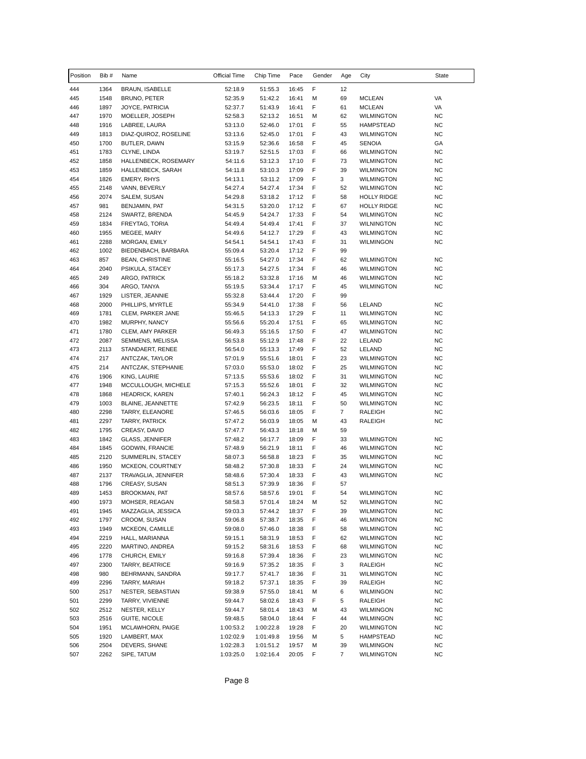| Position | Bib # | Name | Official Time | Chip Time | Pace | Gender | Age | City | State |
|---|---|---|---|---|---|---|---|---|---|
| 444 | 1364 | BRAUN, ISABELLE | 52:18.9 | 51:55.3 | 16:45 | F | 12 | | |
| 445 | 1548 | BRUNO, PETER | 52:35.9 | 51:42.2 | 16:41 | M | 69 | MCLEAN | VA |
| 446 | 1897 | JOYCE, PATRICIA | 52:37.7 | 51:43.9 | 16:41 | F | 61 | MCLEAN | VA |
| 447 | 1970 | MOELLER, JOSEPH | 52:58.3 | 52:13.2 | 16:51 | M | 62 | WILMINGTON | NC |
| 448 | 1916 | LABREE, LAURA | 53:13.0 | 52:46.0 | 17:01 | F | 55 | HAMPSTEAD | NC |
| 449 | 1813 | DIAZ-QUIROZ, ROSELINE | 53:13.6 | 52:45.0 | 17:01 | F | 43 | WILMINGTON | NC |
| 450 | 1700 | BUTLER, DAWN | 53:15.9 | 52:36.6 | 16:58 | F | 45 | SENOIA | GA |
| 451 | 1783 | CLYNE, LINDA | 53:19.7 | 52:51.5 | 17:03 | F | 66 | WILMINGTON | NC |
| 452 | 1858 | HALLENBECK, ROSEMARY | 54:11.6 | 53:12.3 | 17:10 | F | 73 | WILMINGTON | NC |
| 453 | 1859 | HALLENBECK, SARAH | 54:11.8 | 53:10.3 | 17:09 | F | 39 | WILMINGTON | NC |
| 454 | 1826 | EMERY, RHYS | 54:13.1 | 53:11.2 | 17:09 | F | 3 | WILMINGTON | NC |
| 455 | 2148 | VANN, BEVERLY | 54:27.4 | 54:27.4 | 17:34 | F | 52 | WILMINGTON | NC |
| 456 | 2074 | SALEM, SUSAN | 54:29.8 | 53:18.2 | 17:12 | F | 58 | HOLLY RIDGE | NC |
| 457 | 981 | BENJAMIN, PAT | 54:31.5 | 53:20.0 | 17:12 | F | 67 | HOLLY RIDGE | NC |
| 458 | 2124 | SWARTZ, BRENDA | 54:45.9 | 54:24.7 | 17:33 | F | 54 | WILMINGTON | NC |
| 459 | 1834 | FREYTAG, TORIA | 54:49.4 | 54:49.4 | 17:41 | F | 37 | WILNINGTON | NC |
| 460 | 1955 | MEGEE, MARY | 54:49.6 | 54:12.7 | 17:29 | F | 43 | WILMINGTON | NC |
| 461 | 2288 | MORGAN, EMILY | 54:54.1 | 54:54.1 | 17:43 | F | 31 | WILMINGON | NC |
| 462 | 1002 | BIEDENBACH, BARBARA | 55:09.4 | 53:20.4 | 17:12 | F | 99 | | |
| 463 | 857 | BEAN, CHRISTINE | 55:16.5 | 54:27.0 | 17:34 | F | 62 | WILMINGTON | NC |
| 464 | 2040 | PSIKULA, STACEY | 55:17.3 | 54:27.5 | 17:34 | F | 46 | WILMINGTON | NC |
| 465 | 249 | ARGO, PATRICK | 55:18.2 | 53:32.8 | 17:16 | M | 46 | WILMINGTON | NC |
| 466 | 304 | ARGO, TANYA | 55:19.5 | 53:34.4 | 17:17 | F | 45 | WILMINGTON | NC |
| 467 | 1929 | LISTER, JEANNIE | 55:32.8 | 53:44.4 | 17:20 | F | 99 | | |
| 468 | 2000 | PHILLIPS, MYRTLE | 55:34.9 | 54:41.0 | 17:38 | F | 56 | LELAND | NC |
| 469 | 1781 | CLEM, PARKER JANE | 55:46.5 | 54:13.3 | 17:29 | F | 11 | WILMINGTON | NC |
| 470 | 1982 | MURPHY, NANCY | 55:56.6 | 55:20.4 | 17:51 | F | 65 | WILMINGTON | NC |
| 471 | 1780 | CLEM, AMY PARKER | 56:49.3 | 55:16.5 | 17:50 | F | 47 | WILMINGTON | NC |
| 472 | 2087 | SEMMENS, MELISSA | 56:53.8 | 55:12.9 | 17:48 | F | 22 | LELAND | NC |
| 473 | 2113 | STANDAERT, RENEE | 56:54.0 | 55:13.3 | 17:49 | F | 52 | LELAND | NC |
| 474 | 217 | ANTCZAK, TAYLOR | 57:01.9 | 55:51.6 | 18:01 | F | 23 | WILMINGTON | NC |
| 475 | 214 | ANTCZAK, STEPHANIE | 57:03.0 | 55:53.0 | 18:02 | F | 25 | WILMINGTON | NC |
| 476 | 1906 | KING, LAURIE | 57:13.5 | 55:53.6 | 18:02 | F | 31 | WILMINGTON | NC |
| 477 | 1948 | MCCULLOUGH, MICHELE | 57:15.3 | 55:52.6 | 18:01 | F | 32 | WILMINGTON | NC |
| 478 | 1868 | HEADRICK, KAREN | 57:40.1 | 56:24.3 | 18:12 | F | 45 | WILMINGTON | NC |
| 479 | 1003 | BLAINE, JEANNETTE | 57:42.9 | 56:23.5 | 18:11 | F | 50 | WILMINGTON | NC |
| 480 | 2298 | TARRY, ELEANORE | 57:46.5 | 56:03.6 | 18:05 | F | 7 | RALEIGH | NC |
| 481 | 2297 | TARRY, PATRICK | 57:47.2 | 56:03.9 | 18:05 | M | 43 | RALEIGH | NC |
| 482 | 1795 | CREASY, DAVID | 57:47.7 | 56:43.3 | 18:18 | M | 59 | | |
| 483 | 1842 | GLASS, JENNIFER | 57:48.2 | 56:17.7 | 18:09 | F | 33 | WILMINGTON | NC |
| 484 | 1845 | GODWIN, FRANCIE | 57:48.9 | 56:21.9 | 18:11 | F | 46 | WILMINGTON | NC |
| 485 | 2120 | SUMMERLIN, STACEY | 58:07.3 | 56:58.8 | 18:23 | F | 35 | WILMINGTON | NC |
| 486 | 1950 | MCKEON, COURTNEY | 58:48.2 | 57:30.8 | 18:33 | F | 24 | WILMINGTON | NC |
| 487 | 2137 | TRAVAGLIA, JENNIFER | 58:48.6 | 57:30.4 | 18:33 | F | 43 | WILMINGTON | NC |
| 488 | 1796 | CREASY, SUSAN | 58:51.3 | 57:39.9 | 18:36 | F | 57 | | |
| 489 | 1453 | BROOKMAN, PAT | 58:57.6 | 58:57.6 | 19:01 | F | 54 | WILMINGTON | NC |
| 490 | 1973 | MOHSER, REAGAN | 58:58.3 | 57:01.4 | 18:24 | M | 52 | WILMINGTON | NC |
| 491 | 1945 | MAZZAGLIA, JESSICA | 59:03.3 | 57:44.2 | 18:37 | F | 39 | WILMINGTON | NC |
| 492 | 1797 | CROOM, SUSAN | 59:06.8 | 57:38.7 | 18:35 | F | 46 | WILMINGTON | NC |
| 493 | 1949 | MCKEON, CAMILLE | 59:08.0 | 57:46.0 | 18:38 | F | 58 | WILMINGTON | NC |
| 494 | 2219 | HALL, MARIANNA | 59:15.1 | 58:31.9 | 18:53 | F | 62 | WILMINGTON | NC |
| 495 | 2220 | MARTINO, ANDREA | 59:15.2 | 58:31.6 | 18:53 | F | 68 | WILMINGTON | NC |
| 496 | 1778 | CHURCH, EMILY | 59:16.8 | 57:39.4 | 18:36 | F | 23 | WILMINGTON | NC |
| 497 | 2300 | TARRY, BEATRICE | 59:16.9 | 57:35.2 | 18:35 | F | 3 | RALEIGH | NC |
| 498 | 980 | BEHRMANN, SANDRA | 59:17.7 | 57:41.7 | 18:36 | F | 31 | WILMINGTON | NC |
| 499 | 2296 | TARRY, MARIAH | 59:18.2 | 57:37.1 | 18:35 | F | 39 | RALEIGH | NC |
| 500 | 2517 | NESTER, SEBASTIAN | 59:38.9 | 57:55.0 | 18:41 | M | 6 | WILMINGON | NC |
| 501 | 2299 | TARRY, VIVIENNE | 59:44.7 | 58:02.6 | 18:43 | F | 5 | RALEIGH | NC |
| 502 | 2512 | NESTER, KELLY | 59:44.7 | 58:01.4 | 18:43 | M | 43 | WILMINGON | NC |
| 503 | 2516 | GUITE, NICOLE | 59:48.5 | 58:04.0 | 18:44 | F | 44 | WILMINGON | NC |
| 504 | 1951 | MCLAWHORN, PAIGE | 1:00:53.2 | 1:00:22.8 | 19:28 | F | 20 | WILMINGTON | NC |
| 505 | 1920 | LAMBERT, MAX | 1:02:02.9 | 1:01:49.8 | 19:56 | M | 5 | HAMPSTEAD | NC |
| 506 | 2504 | DEVERS, SHANE | 1:02:28.3 | 1:01:51.2 | 19:57 | M | 39 | WILMINGON | NC |
| 507 | 2262 | SIPE, TATUM | 1:03:25.0 | 1:02:16.4 | 20:05 | F | 7 | WILMINGTON | NC |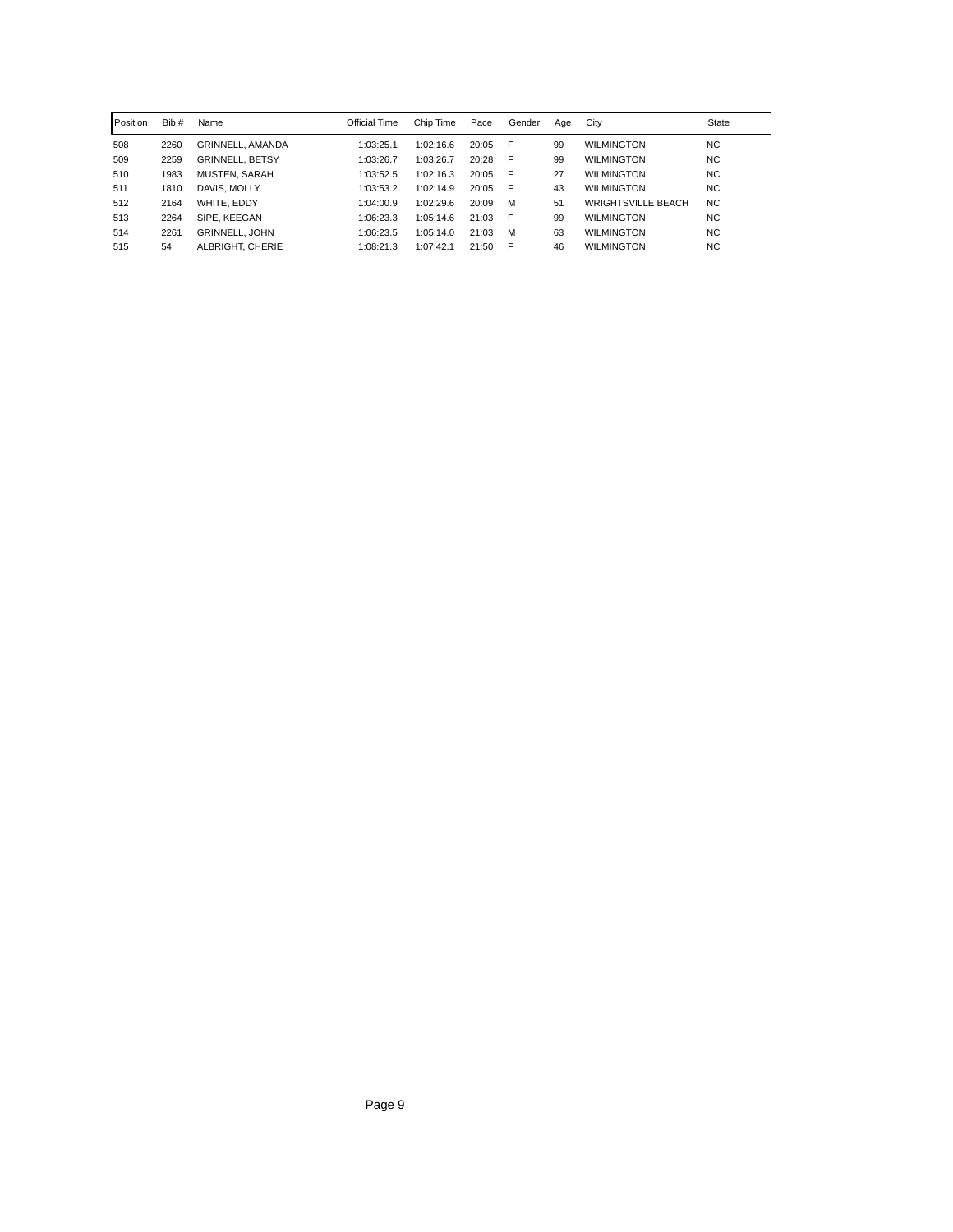| Position | Bib # | Name | Official Time | Chip Time | Pace | Gender | Age | City | State |
|---|---|---|---|---|---|---|---|---|---|
| 508 | 2260 | GRINNELL, AMANDA | 1:03:25.1 | 1:02:16.6 | 20:05 | F | 99 | WILMINGTON | NC |
| 509 | 2259 | GRINNELL, BETSY | 1:03:26.7 | 1:03:26.7 | 20:28 | F | 99 | WILMINGTON | NC |
| 510 | 1983 | MUSTEN, SARAH | 1:03:52.5 | 1:02:16.3 | 20:05 | F | 27 | WILMINGTON | NC |
| 511 | 1810 | DAVIS, MOLLY | 1:03:53.2 | 1:02:14.9 | 20:05 | F | 43 | WILMINGTON | NC |
| 512 | 2164 | WHITE, EDDY | 1:04:00.9 | 1:02:29.6 | 20:09 | M | 51 | WRIGHTSVILLE BEACH | NC |
| 513 | 2264 | SIPE, KEEGAN | 1:06:23.3 | 1:05:14.6 | 21:03 | F | 99 | WILMINGTON | NC |
| 514 | 2261 | GRINNELL, JOHN | 1:06:23.5 | 1:05:14.0 | 21:03 | M | 63 | WILMINGTON | NC |
| 515 | 54 | ALBRIGHT, CHERIE | 1:08:21.3 | 1:07:42.1 | 21:50 | F | 46 | WILMINGTON | NC |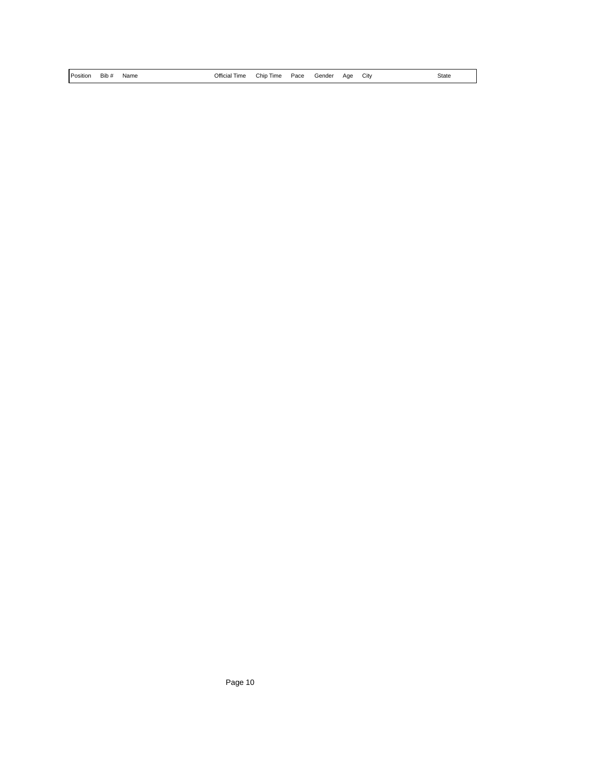| Position | Bib # | Name | Official Time | Chip Time | Pace | Gender | Age | City | State |
|---|---|---|---|---|---|---|---|---|---|